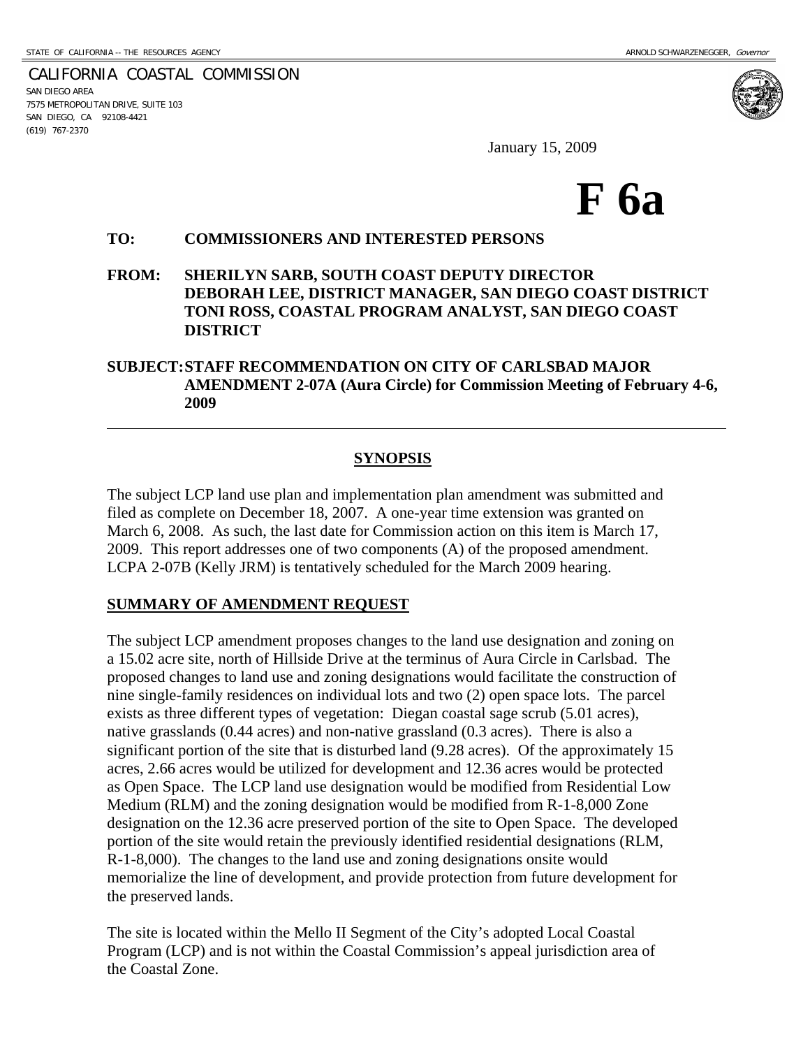STATE OF CALIFORNIA -- THE RESOURCES AGENCY ARNOLD SCHWARZENEGGER, *Governor*

CALIFORNIA COASTAL COMMISSION
SAN DIEGO AREA
7575 METROPOLITAN DRIVE, SUITE 103
SAN DIEGO, CA 92108-4421
(619) 767-2370

January 15, 2009

# F 6a

**TO: COMMISSIONERS AND INTERESTED PERSONS**

**FROM: SHERILYN SARB, SOUTH COAST DEPUTY DIRECTOR**
**DEBORAH LEE, DISTRICT MANAGER, SAN DIEGO COAST DISTRICT**
**TONI ROSS, COASTAL PROGRAM ANALYST, SAN DIEGO COAST DISTRICT**

**SUBJECT: STAFF RECOMMENDATION ON CITY OF CARLSBAD MAJOR AMENDMENT 2-07A (Aura Circle) for Commission Meeting of February 4-6, 2009**

---

## SYNOPSIS

The subject LCP land use plan and implementation plan amendment was submitted and filed as complete on December 18, 2007. A one-year time extension was granted on March 6, 2008. As such, the last date for Commission action on this item is March 17, 2009. This report addresses one of two components (A) of the proposed amendment. LCPA 2-07B (Kelly JRM) is tentatively scheduled for the March 2009 hearing.

## SUMMARY OF AMENDMENT REQUEST

The subject LCP amendment proposes changes to the land use designation and zoning on a 15.02 acre site, north of Hillside Drive at the terminus of Aura Circle in Carlsbad. The proposed changes to land use and zoning designations would facilitate the construction of nine single-family residences on individual lots and two (2) open space lots. The parcel exists as three different types of vegetation: Diegan coastal sage scrub (5.01 acres), native grasslands (0.44 acres) and non-native grassland (0.3 acres). There is also a significant portion of the site that is disturbed land (9.28 acres). Of the approximately 15 acres, 2.66 acres would be utilized for development and 12.36 acres would be protected as Open Space. The LCP land use designation would be modified from Residential Low Medium (RLM) and the zoning designation would be modified from R-1-8,000 Zone designation on the 12.36 acre preserved portion of the site to Open Space. The developed portion of the site would retain the previously identified residential designations (RLM, R-1-8,000). The changes to the land use and zoning designations onsite would memorialize the line of development, and provide protection from future development for the preserved lands.

The site is located within the Mello II Segment of the City's adopted Local Coastal Program (LCP) and is not within the Coastal Commission's appeal jurisdiction area of the Coastal Zone.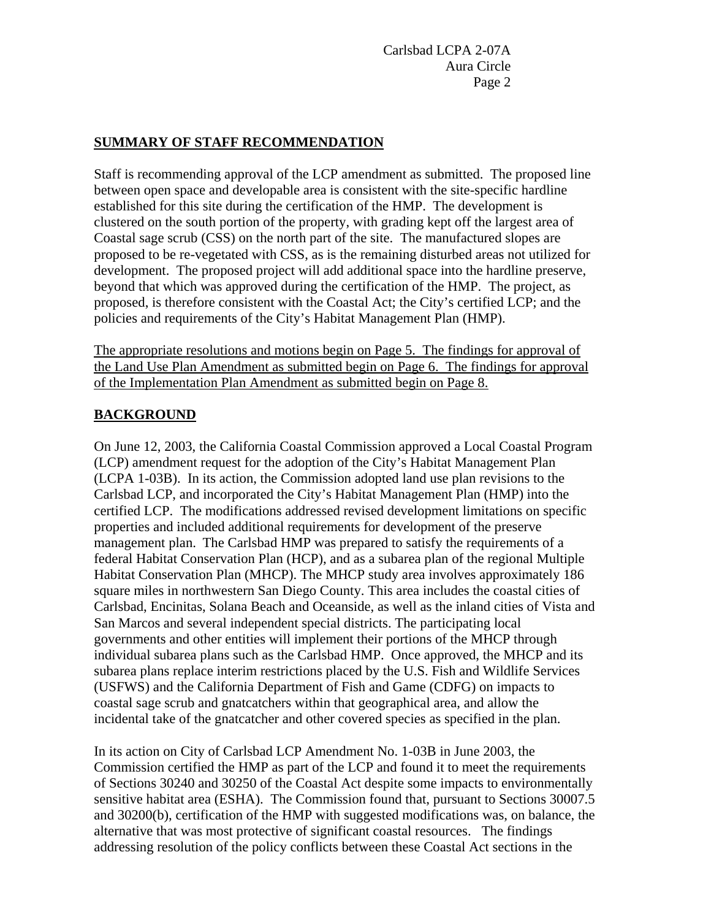## SUMMARY OF STAFF RECOMMENDATION

Staff is recommending approval of the LCP amendment as submitted. The proposed line between open space and developable area is consistent with the site-specific hardline established for this site during the certification of the HMP. The development is clustered on the south portion of the property, with grading kept off the largest area of Coastal sage scrub (CSS) on the north part of the site. The manufactured slopes are proposed to be re-vegetated with CSS, as is the remaining disturbed areas not utilized for development. The proposed project will add additional space into the hardline preserve, beyond that which was approved during the certification of the HMP. The project, as proposed, is therefore consistent with the Coastal Act; the City's certified LCP; and the policies and requirements of the City's Habitat Management Plan (HMP).

The appropriate resolutions and motions begin on Page 5. The findings for approval of the Land Use Plan Amendment as submitted begin on Page 6. The findings for approval of the Implementation Plan Amendment as submitted begin on Page 8.

## BACKGROUND

On June 12, 2003, the California Coastal Commission approved a Local Coastal Program (LCP) amendment request for the adoption of the City's Habitat Management Plan (LCPA 1-03B). In its action, the Commission adopted land use plan revisions to the Carlsbad LCP, and incorporated the City's Habitat Management Plan (HMP) into the certified LCP. The modifications addressed revised development limitations on specific properties and included additional requirements for development of the preserve management plan. The Carlsbad HMP was prepared to satisfy the requirements of a federal Habitat Conservation Plan (HCP), and as a subarea plan of the regional Multiple Habitat Conservation Plan (MHCP). The MHCP study area involves approximately 186 square miles in northwestern San Diego County. This area includes the coastal cities of Carlsbad, Encinitas, Solana Beach and Oceanside, as well as the inland cities of Vista and San Marcos and several independent special districts. The participating local governments and other entities will implement their portions of the MHCP through individual subarea plans such as the Carlsbad HMP. Once approved, the MHCP and its subarea plans replace interim restrictions placed by the U.S. Fish and Wildlife Services (USFWS) and the California Department of Fish and Game (CDFG) on impacts to coastal sage scrub and gnatcatchers within that geographical area, and allow the incidental take of the gnatcatcher and other covered species as specified in the plan.

In its action on City of Carlsbad LCP Amendment No. 1-03B in June 2003, the Commission certified the HMP as part of the LCP and found it to meet the requirements of Sections 30240 and 30250 of the Coastal Act despite some impacts to environmentally sensitive habitat area (ESHA). The Commission found that, pursuant to Sections 30007.5 and 30200(b), certification of the HMP with suggested modifications was, on balance, the alternative that was most protective of significant coastal resources. The findings addressing resolution of the policy conflicts between these Coastal Act sections in the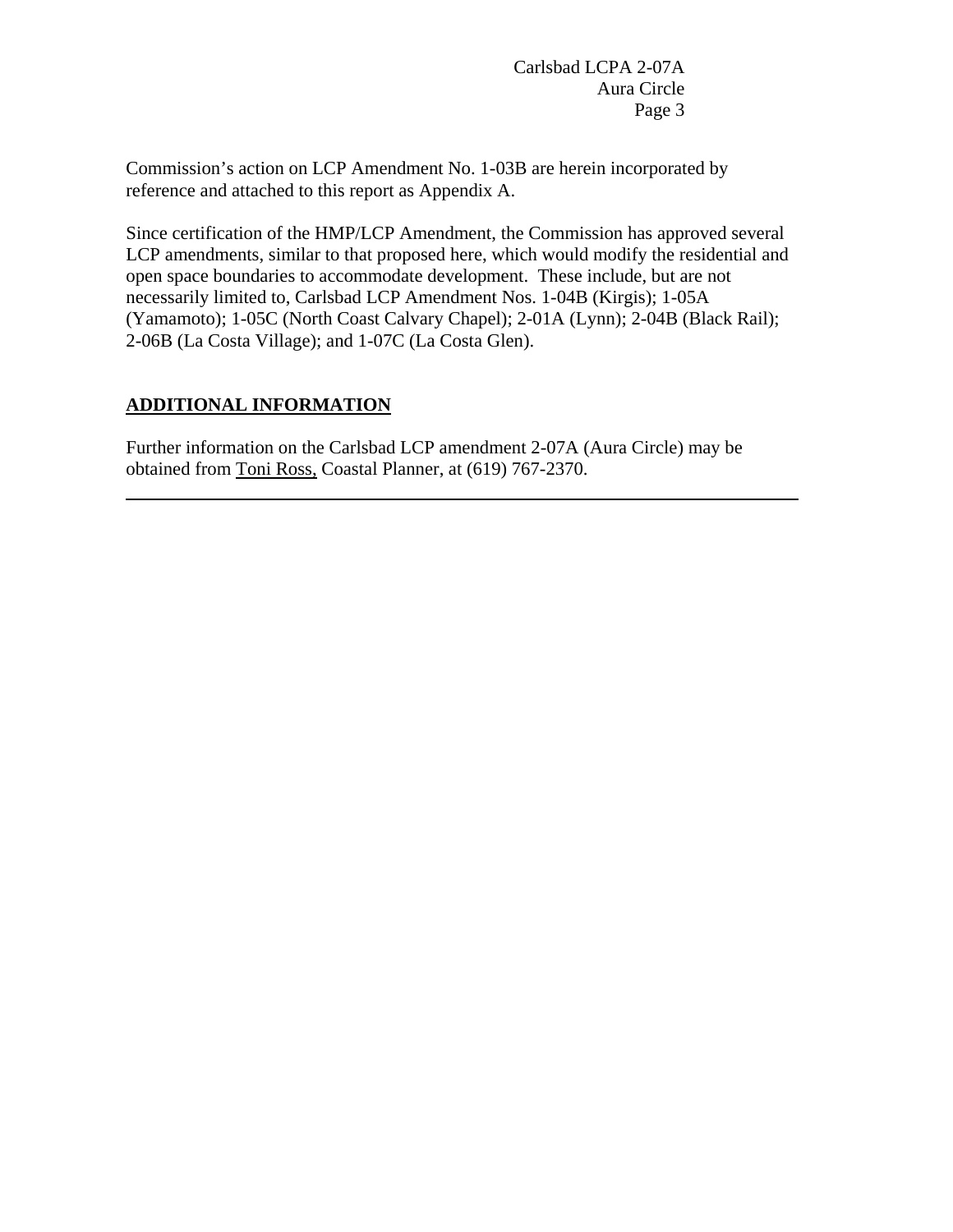Commission's action on LCP Amendment No. 1-03B are herein incorporated by reference and attached to this report as Appendix A.

Since certification of the HMP/LCP Amendment, the Commission has approved several LCP amendments, similar to that proposed here, which would modify the residential and open space boundaries to accommodate development. These include, but are not necessarily limited to, Carlsbad LCP Amendment Nos. 1-04B (Kirgis); 1-05A (Yamamoto); 1-05C (North Coast Calvary Chapel); 2-01A (Lynn); 2-04B (Black Rail); 2-06B (La Costa Village); and 1-07C (La Costa Glen).

## ADDITIONAL INFORMATION

Further information on the Carlsbad LCP amendment 2-07A (Aura Circle) may be obtained from Toni Ross, Coastal Planner, at (619) 767-2370.

---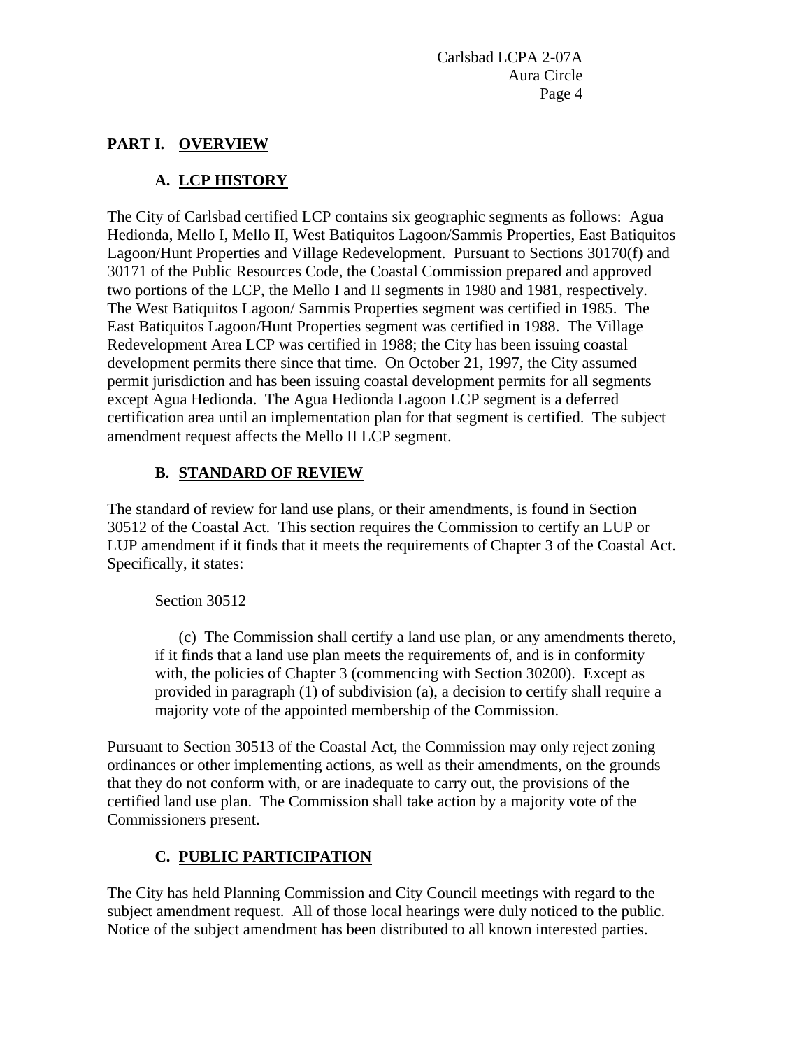## PART I. OVERVIEW

### A. LCP HISTORY

The City of Carlsbad certified LCP contains six geographic segments as follows: Agua Hedionda, Mello I, Mello II, West Batiquitos Lagoon/Sammis Properties, East Batiquitos Lagoon/Hunt Properties and Village Redevelopment. Pursuant to Sections 30170(f) and 30171 of the Public Resources Code, the Coastal Commission prepared and approved two portions of the LCP, the Mello I and II segments in 1980 and 1981, respectively. The West Batiquitos Lagoon/ Sammis Properties segment was certified in 1985. The East Batiquitos Lagoon/Hunt Properties segment was certified in 1988. The Village Redevelopment Area LCP was certified in 1988; the City has been issuing coastal development permits there since that time. On October 21, 1997, the City assumed permit jurisdiction and has been issuing coastal development permits for all segments except Agua Hedionda. The Agua Hedionda Lagoon LCP segment is a deferred certification area until an implementation plan for that segment is certified. The subject amendment request affects the Mello II LCP segment.

### B. STANDARD OF REVIEW

The standard of review for land use plans, or their amendments, is found in Section 30512 of the Coastal Act. This section requires the Commission to certify an LUP or LUP amendment if it finds that it meets the requirements of Chapter 3 of the Coastal Act. Specifically, it states:

Section 30512

> (c) The Commission shall certify a land use plan, or any amendments thereto, if it finds that a land use plan meets the requirements of, and is in conformity with, the policies of Chapter 3 (commencing with Section 30200). Except as provided in paragraph (1) of subdivision (a), a decision to certify shall require a majority vote of the appointed membership of the Commission.

Pursuant to Section 30513 of the Coastal Act, the Commission may only reject zoning ordinances or other implementing actions, as well as their amendments, on the grounds that they do not conform with, or are inadequate to carry out, the provisions of the certified land use plan. The Commission shall take action by a majority vote of the Commissioners present.

### C. PUBLIC PARTICIPATION

The City has held Planning Commission and City Council meetings with regard to the subject amendment request. All of those local hearings were duly noticed to the public. Notice of the subject amendment has been distributed to all known interested parties.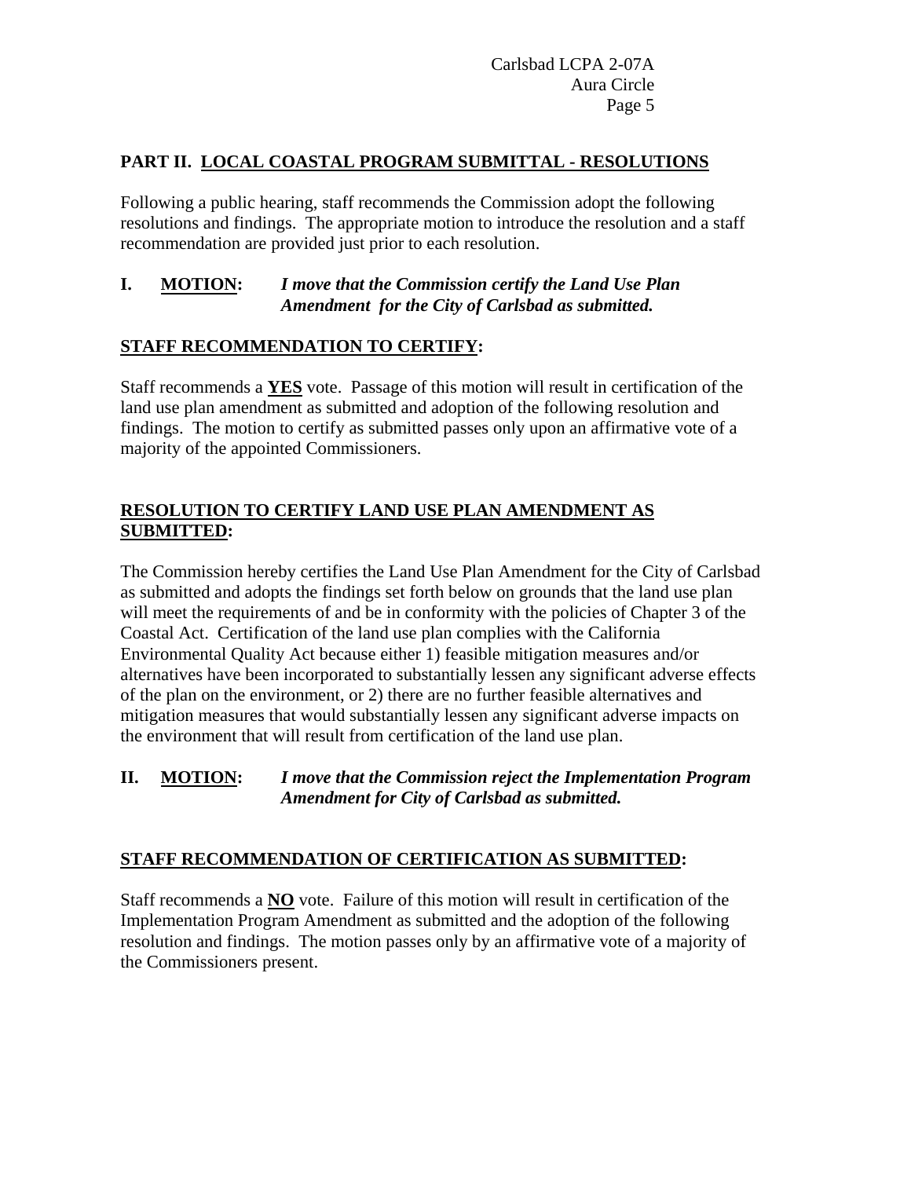## PART II. LOCAL COASTAL PROGRAM SUBMITTAL - RESOLUTIONS

Following a public hearing, staff recommends the Commission adopt the following resolutions and findings. The appropriate motion to introduce the resolution and a staff recommendation are provided just prior to each resolution.

**I. MOTION:** ***I move that the Commission certify the Land Use Plan Amendment for the City of Carlsbad as submitted.***

**STAFF RECOMMENDATION TO CERTIFY:**

Staff recommends a **YES** vote. Passage of this motion will result in certification of the land use plan amendment as submitted and adoption of the following resolution and findings. The motion to certify as submitted passes only upon an affirmative vote of a majority of the appointed Commissioners.

**RESOLUTION TO CERTIFY LAND USE PLAN AMENDMENT AS SUBMITTED:**

The Commission hereby certifies the Land Use Plan Amendment for the City of Carlsbad as submitted and adopts the findings set forth below on grounds that the land use plan will meet the requirements of and be in conformity with the policies of Chapter 3 of the Coastal Act. Certification of the land use plan complies with the California Environmental Quality Act because either 1) feasible mitigation measures and/or alternatives have been incorporated to substantially lessen any significant adverse effects of the plan on the environment, or 2) there are no further feasible alternatives and mitigation measures that would substantially lessen any significant adverse impacts on the environment that will result from certification of the land use plan.

**II. MOTION:** ***I move that the Commission reject the Implementation Program Amendment for City of Carlsbad as submitted.***

**STAFF RECOMMENDATION OF CERTIFICATION AS SUBMITTED:**

Staff recommends a **NO** vote. Failure of this motion will result in certification of the Implementation Program Amendment as submitted and the adoption of the following resolution and findings. The motion passes only by an affirmative vote of a majority of the Commissioners present.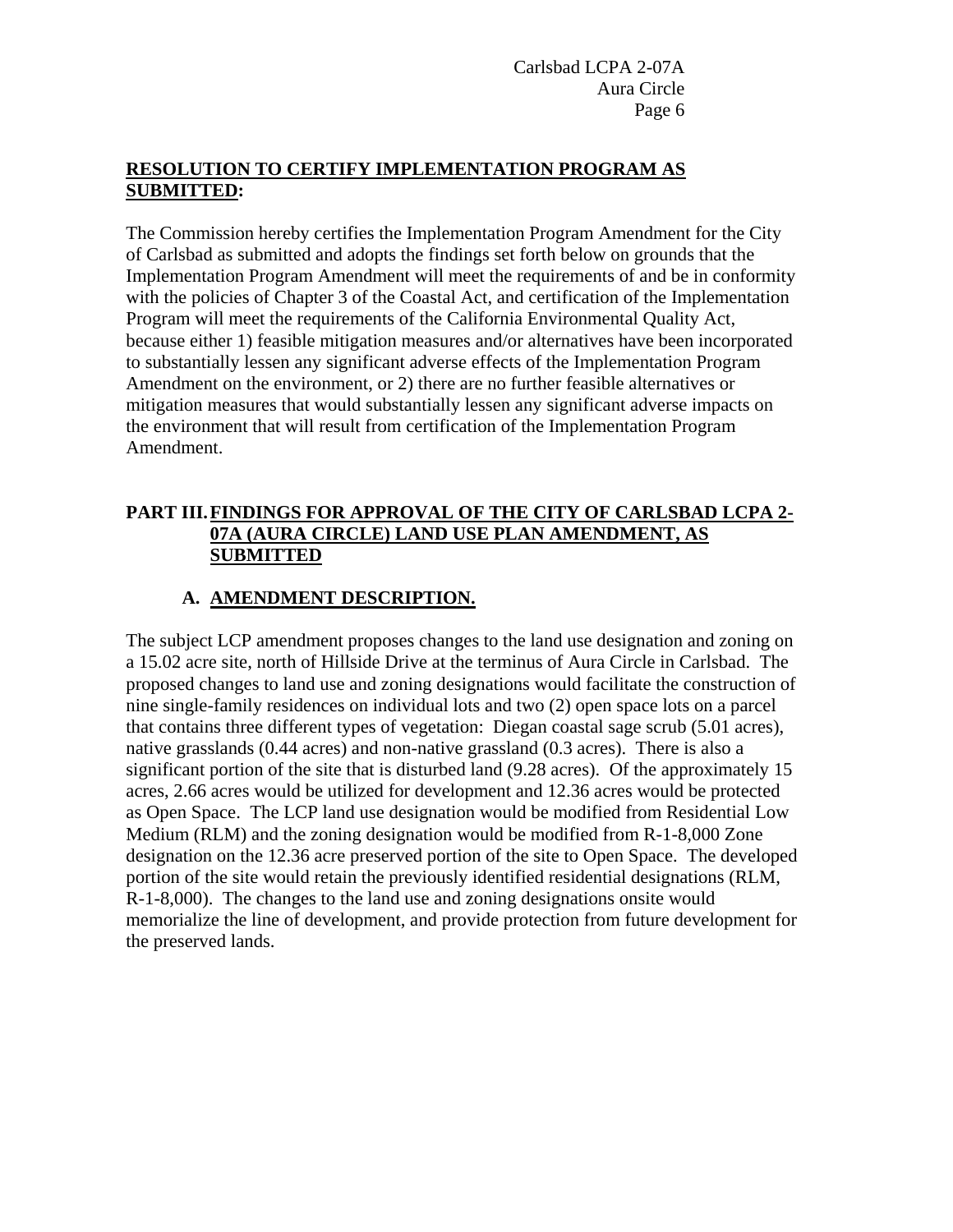**RESOLUTION TO CERTIFY IMPLEMENTATION PROGRAM AS SUBMITTED:**

The Commission hereby certifies the Implementation Program Amendment for the City of Carlsbad as submitted and adopts the findings set forth below on grounds that the Implementation Program Amendment will meet the requirements of and be in conformity with the policies of Chapter 3 of the Coastal Act, and certification of the Implementation Program will meet the requirements of the California Environmental Quality Act, because either 1) feasible mitigation measures and/or alternatives have been incorporated to substantially lessen any significant adverse effects of the Implementation Program Amendment on the environment, or 2) there are no further feasible alternatives or mitigation measures that would substantially lessen any significant adverse impacts on the environment that will result from certification of the Implementation Program Amendment.

## PART III. FINDINGS FOR APPROVAL OF THE CITY OF CARLSBAD LCPA 2-07A (AURA CIRCLE) LAND USE PLAN AMENDMENT, AS SUBMITTED

### A. AMENDMENT DESCRIPTION.

The subject LCP amendment proposes changes to the land use designation and zoning on a 15.02 acre site, north of Hillside Drive at the terminus of Aura Circle in Carlsbad. The proposed changes to land use and zoning designations would facilitate the construction of nine single-family residences on individual lots and two (2) open space lots on a parcel that contains three different types of vegetation: Diegan coastal sage scrub (5.01 acres), native grasslands (0.44 acres) and non-native grassland (0.3 acres). There is also a significant portion of the site that is disturbed land (9.28 acres). Of the approximately 15 acres, 2.66 acres would be utilized for development and 12.36 acres would be protected as Open Space. The LCP land use designation would be modified from Residential Low Medium (RLM) and the zoning designation would be modified from R-1-8,000 Zone designation on the 12.36 acre preserved portion of the site to Open Space. The developed portion of the site would retain the previously identified residential designations (RLM, R-1-8,000). The changes to the land use and zoning designations onsite would memorialize the line of development, and provide protection from future development for the preserved lands.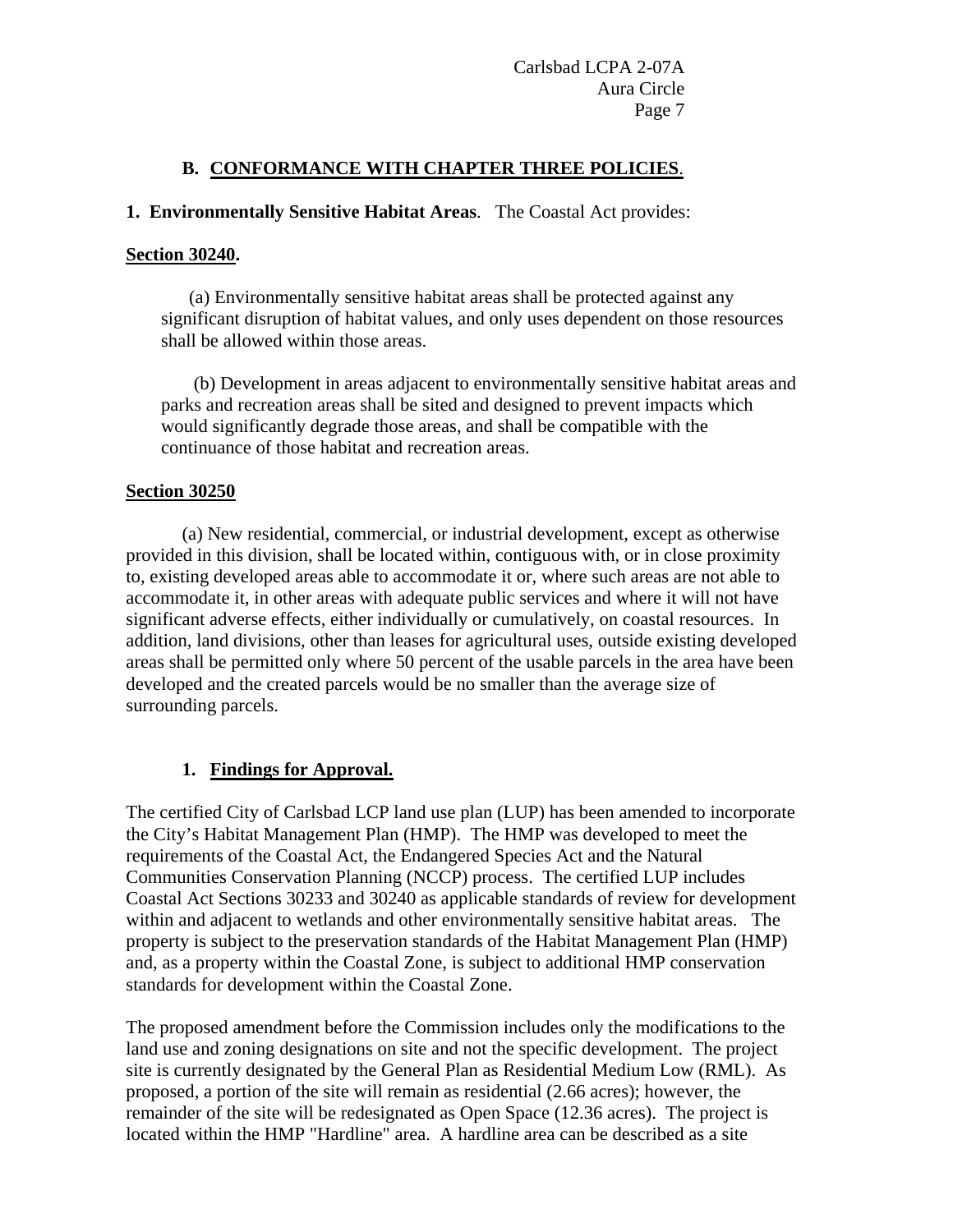## B. CONFORMANCE WITH CHAPTER THREE POLICIES.

**1. Environmentally Sensitive Habitat Areas**. The Coastal Act provides:

**Section 30240.**

(a) Environmentally sensitive habitat areas shall be protected against any significant disruption of habitat values, and only uses dependent on those resources shall be allowed within those areas.

(b) Development in areas adjacent to environmentally sensitive habitat areas and parks and recreation areas shall be sited and designed to prevent impacts which would significantly degrade those areas, and shall be compatible with the continuance of those habitat and recreation areas.

**Section 30250**

(a) New residential, commercial, or industrial development, except as otherwise provided in this division, shall be located within, contiguous with, or in close proximity to, existing developed areas able to accommodate it or, where such areas are not able to accommodate it, in other areas with adequate public services and where it will not have significant adverse effects, either individually or cumulatively, on coastal resources. In addition, land divisions, other than leases for agricultural uses, outside existing developed areas shall be permitted only where 50 percent of the usable parcels in the area have been developed and the created parcels would be no smaller than the average size of surrounding parcels.

### 1. Findings for Approval.

The certified City of Carlsbad LCP land use plan (LUP) has been amended to incorporate the City's Habitat Management Plan (HMP). The HMP was developed to meet the requirements of the Coastal Act, the Endangered Species Act and the Natural Communities Conservation Planning (NCCP) process. The certified LUP includes Coastal Act Sections 30233 and 30240 as applicable standards of review for development within and adjacent to wetlands and other environmentally sensitive habitat areas. The property is subject to the preservation standards of the Habitat Management Plan (HMP) and, as a property within the Coastal Zone, is subject to additional HMP conservation standards for development within the Coastal Zone.

The proposed amendment before the Commission includes only the modifications to the land use and zoning designations on site and not the specific development. The project site is currently designated by the General Plan as Residential Medium Low (RML). As proposed, a portion of the site will remain as residential (2.66 acres); however, the remainder of the site will be redesignated as Open Space (12.36 acres). The project is located within the HMP "Hardline" area. A hardline area can be described as a site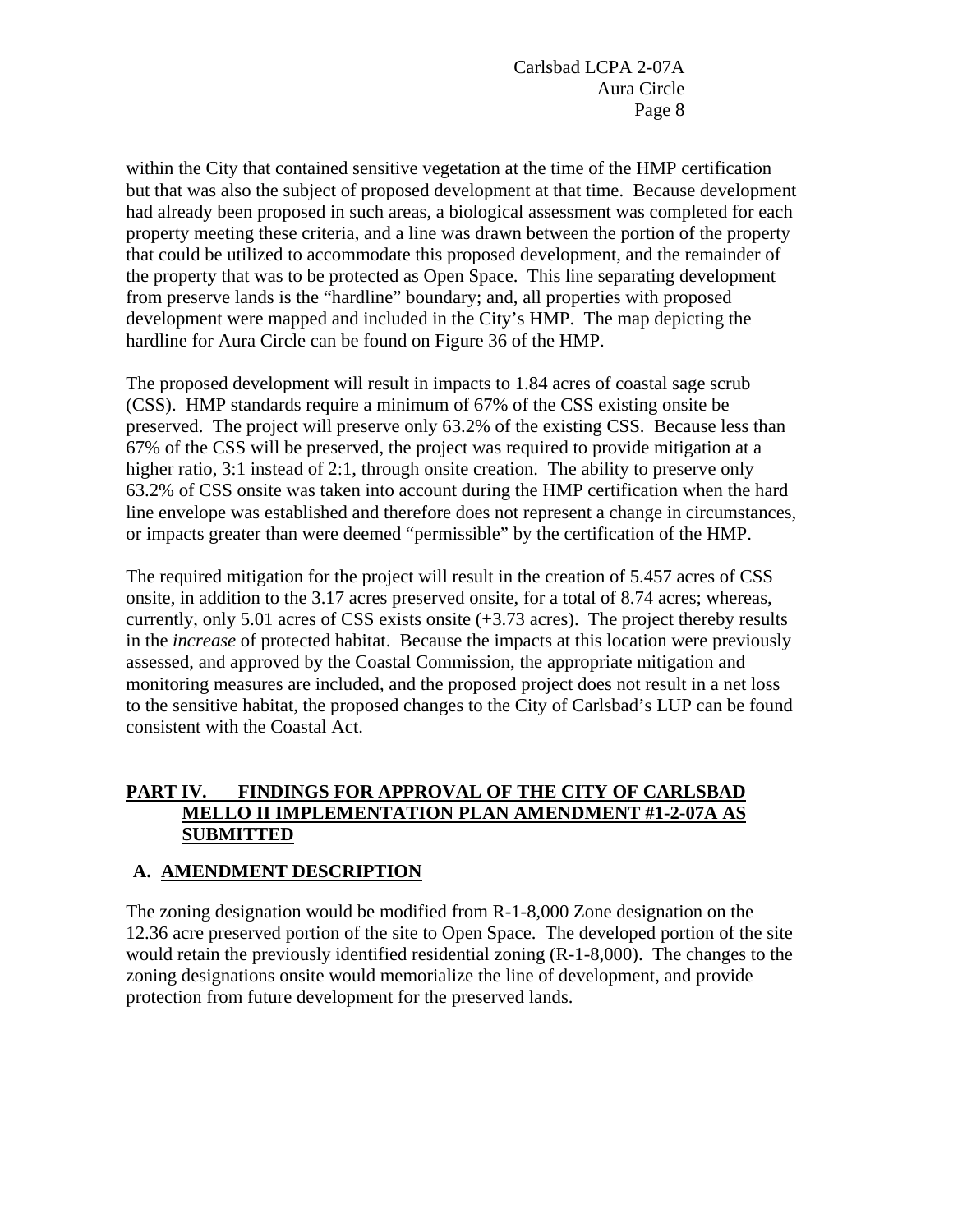within the City that contained sensitive vegetation at the time of the HMP certification but that was also the subject of proposed development at that time. Because development had already been proposed in such areas, a biological assessment was completed for each property meeting these criteria, and a line was drawn between the portion of the property that could be utilized to accommodate this proposed development, and the remainder of the property that was to be protected as Open Space. This line separating development from preserve lands is the "hardline" boundary; and, all properties with proposed development were mapped and included in the City's HMP. The map depicting the hardline for Aura Circle can be found on Figure 36 of the HMP.

The proposed development will result in impacts to 1.84 acres of coastal sage scrub (CSS). HMP standards require a minimum of 67% of the CSS existing onsite be preserved. The project will preserve only 63.2% of the existing CSS. Because less than 67% of the CSS will be preserved, the project was required to provide mitigation at a higher ratio, 3:1 instead of 2:1, through onsite creation. The ability to preserve only 63.2% of CSS onsite was taken into account during the HMP certification when the hard line envelope was established and therefore does not represent a change in circumstances, or impacts greater than were deemed "permissible" by the certification of the HMP.

The required mitigation for the project will result in the creation of 5.457 acres of CSS onsite, in addition to the 3.17 acres preserved onsite, for a total of 8.74 acres; whereas, currently, only 5.01 acres of CSS exists onsite (+3.73 acres). The project thereby results in the *increase* of protected habitat. Because the impacts at this location were previously assessed, and approved by the Coastal Commission, the appropriate mitigation and monitoring measures are included, and the proposed project does not result in a net loss to the sensitive habitat, the proposed changes to the City of Carlsbad's LUP can be found consistent with the Coastal Act.

## PART IV. FINDINGS FOR APPROVAL OF THE CITY OF CARLSBAD MELLO II IMPLEMENTATION PLAN AMENDMENT #1-2-07A AS SUBMITTED

### A. AMENDMENT DESCRIPTION

The zoning designation would be modified from R-1-8,000 Zone designation on the 12.36 acre preserved portion of the site to Open Space. The developed portion of the site would retain the previously identified residential zoning (R-1-8,000). The changes to the zoning designations onsite would memorialize the line of development, and provide protection from future development for the preserved lands.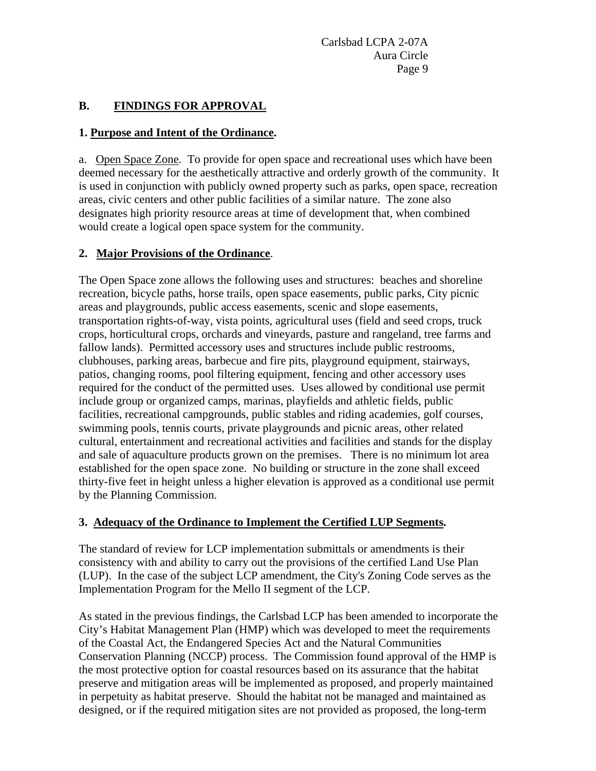## B. FINDINGS FOR APPROVAL

### 1. Purpose and Intent of the Ordinance.

a. Open Space Zone. To provide for open space and recreational uses which have been deemed necessary for the aesthetically attractive and orderly growth of the community. It is used in conjunction with publicly owned property such as parks, open space, recreation areas, civic centers and other public facilities of a similar nature. The zone also designates high priority resource areas at time of development that, when combined would create a logical open space system for the community.

### 2. Major Provisions of the Ordinance.

The Open Space zone allows the following uses and structures: beaches and shoreline recreation, bicycle paths, horse trails, open space easements, public parks, City picnic areas and playgrounds, public access easements, scenic and slope easements, transportation rights-of-way, vista points, agricultural uses (field and seed crops, truck crops, horticultural crops, orchards and vineyards, pasture and rangeland, tree farms and fallow lands). Permitted accessory uses and structures include public restrooms, clubhouses, parking areas, barbecue and fire pits, playground equipment, stairways, patios, changing rooms, pool filtering equipment, fencing and other accessory uses required for the conduct of the permitted uses. Uses allowed by conditional use permit include group or organized camps, marinas, playfields and athletic fields, public facilities, recreational campgrounds, public stables and riding academies, golf courses, swimming pools, tennis courts, private playgrounds and picnic areas, other related cultural, entertainment and recreational activities and facilities and stands for the display and sale of aquaculture products grown on the premises. There is no minimum lot area established for the open space zone. No building or structure in the zone shall exceed thirty-five feet in height unless a higher elevation is approved as a conditional use permit by the Planning Commission.

### 3. Adequacy of the Ordinance to Implement the Certified LUP Segments.

The standard of review for LCP implementation submittals or amendments is their consistency with and ability to carry out the provisions of the certified Land Use Plan (LUP). In the case of the subject LCP amendment, the City's Zoning Code serves as the Implementation Program for the Mello II segment of the LCP.

As stated in the previous findings, the Carlsbad LCP has been amended to incorporate the City's Habitat Management Plan (HMP) which was developed to meet the requirements of the Coastal Act, the Endangered Species Act and the Natural Communities Conservation Planning (NCCP) process. The Commission found approval of the HMP is the most protective option for coastal resources based on its assurance that the habitat preserve and mitigation areas will be implemented as proposed, and properly maintained in perpetuity as habitat preserve. Should the habitat not be managed and maintained as designed, or if the required mitigation sites are not provided as proposed, the long-term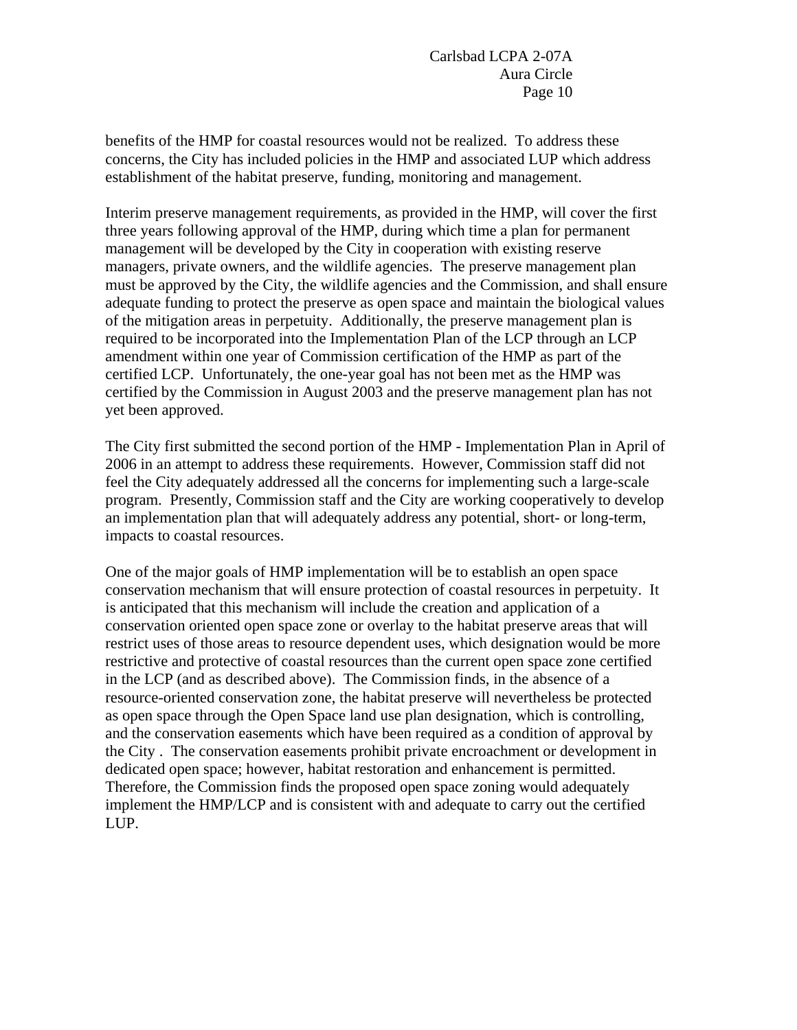benefits of the HMP for coastal resources would not be realized. To address these concerns, the City has included policies in the HMP and associated LUP which address establishment of the habitat preserve, funding, monitoring and management.

Interim preserve management requirements, as provided in the HMP, will cover the first three years following approval of the HMP, during which time a plan for permanent management will be developed by the City in cooperation with existing reserve managers, private owners, and the wildlife agencies. The preserve management plan must be approved by the City, the wildlife agencies and the Commission, and shall ensure adequate funding to protect the preserve as open space and maintain the biological values of the mitigation areas in perpetuity. Additionally, the preserve management plan is required to be incorporated into the Implementation Plan of the LCP through an LCP amendment within one year of Commission certification of the HMP as part of the certified LCP. Unfortunately, the one-year goal has not been met as the HMP was certified by the Commission in August 2003 and the preserve management plan has not yet been approved.

The City first submitted the second portion of the HMP - Implementation Plan in April of 2006 in an attempt to address these requirements. However, Commission staff did not feel the City adequately addressed all the concerns for implementing such a large-scale program. Presently, Commission staff and the City are working cooperatively to develop an implementation plan that will adequately address any potential, short- or long-term, impacts to coastal resources.

One of the major goals of HMP implementation will be to establish an open space conservation mechanism that will ensure protection of coastal resources in perpetuity. It is anticipated that this mechanism will include the creation and application of a conservation oriented open space zone or overlay to the habitat preserve areas that will restrict uses of those areas to resource dependent uses, which designation would be more restrictive and protective of coastal resources than the current open space zone certified in the LCP (and as described above). The Commission finds, in the absence of a resource-oriented conservation zone, the habitat preserve will nevertheless be protected as open space through the Open Space land use plan designation, which is controlling, and the conservation easements which have been required as a condition of approval by the City . The conservation easements prohibit private encroachment or development in dedicated open space; however, habitat restoration and enhancement is permitted. Therefore, the Commission finds the proposed open space zoning would adequately implement the HMP/LCP and is consistent with and adequate to carry out the certified LUP.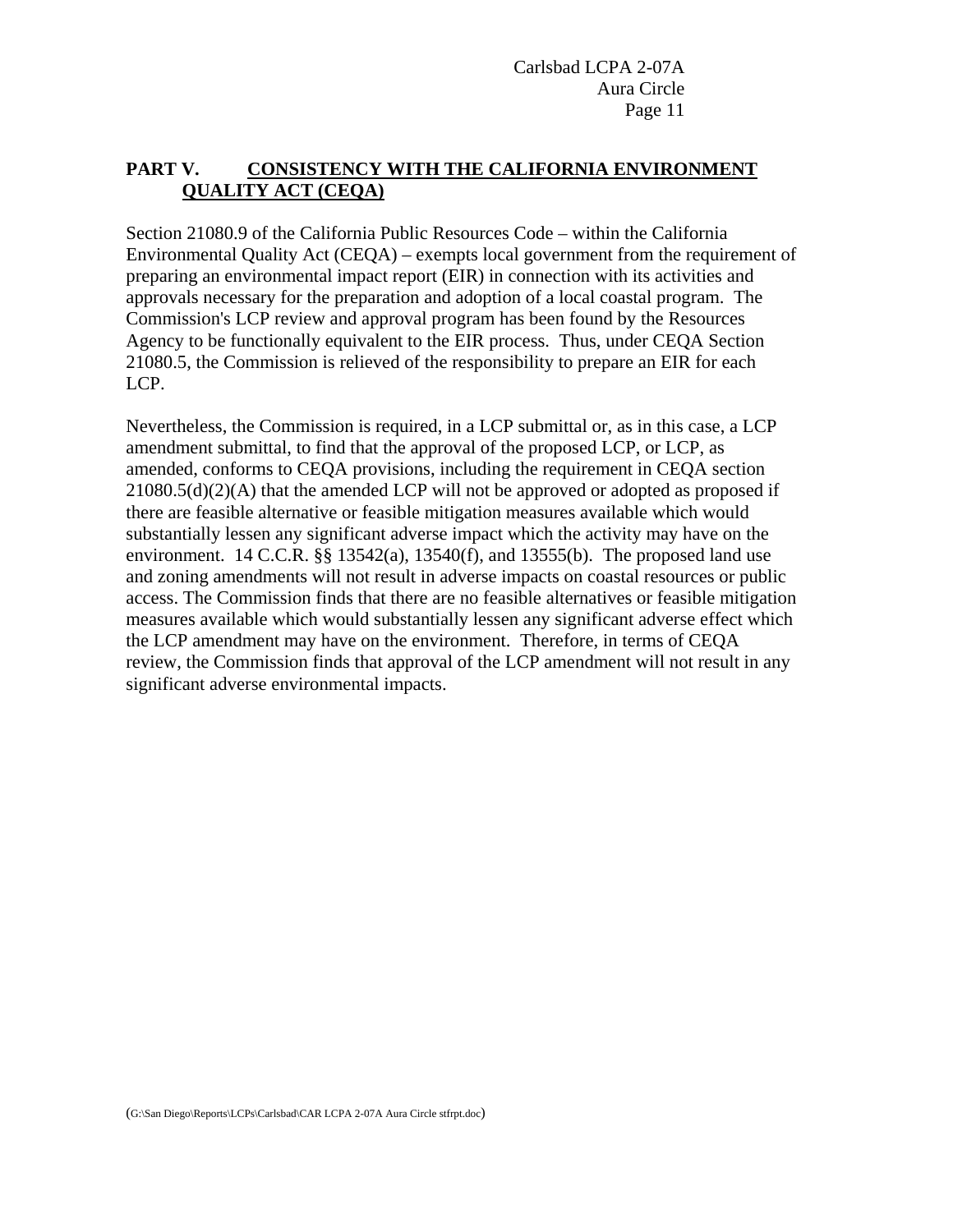## PART V. CONSISTENCY WITH THE CALIFORNIA ENVIRONMENT QUALITY ACT (CEQA)

Section 21080.9 of the California Public Resources Code – within the California Environmental Quality Act (CEQA) – exempts local government from the requirement of preparing an environmental impact report (EIR) in connection with its activities and approvals necessary for the preparation and adoption of a local coastal program. The Commission's LCP review and approval program has been found by the Resources Agency to be functionally equivalent to the EIR process. Thus, under CEQA Section 21080.5, the Commission is relieved of the responsibility to prepare an EIR for each LCP.

Nevertheless, the Commission is required, in a LCP submittal or, as in this case, a LCP amendment submittal, to find that the approval of the proposed LCP, or LCP, as amended, conforms to CEQA provisions, including the requirement in CEQA section 21080.5(d)(2)(A) that the amended LCP will not be approved or adopted as proposed if there are feasible alternative or feasible mitigation measures available which would substantially lessen any significant adverse impact which the activity may have on the environment. 14 C.C.R. §§ 13542(a), 13540(f), and 13555(b). The proposed land use and zoning amendments will not result in adverse impacts on coastal resources or public access. The Commission finds that there are no feasible alternatives or feasible mitigation measures available which would substantially lessen any significant adverse effect which the LCP amendment may have on the environment. Therefore, in terms of CEQA review, the Commission finds that approval of the LCP amendment will not result in any significant adverse environmental impacts.

(G:\San Diego\Reports\LCPs\Carlsbad\CAR LCPA 2-07A Aura Circle stfrpt.doc)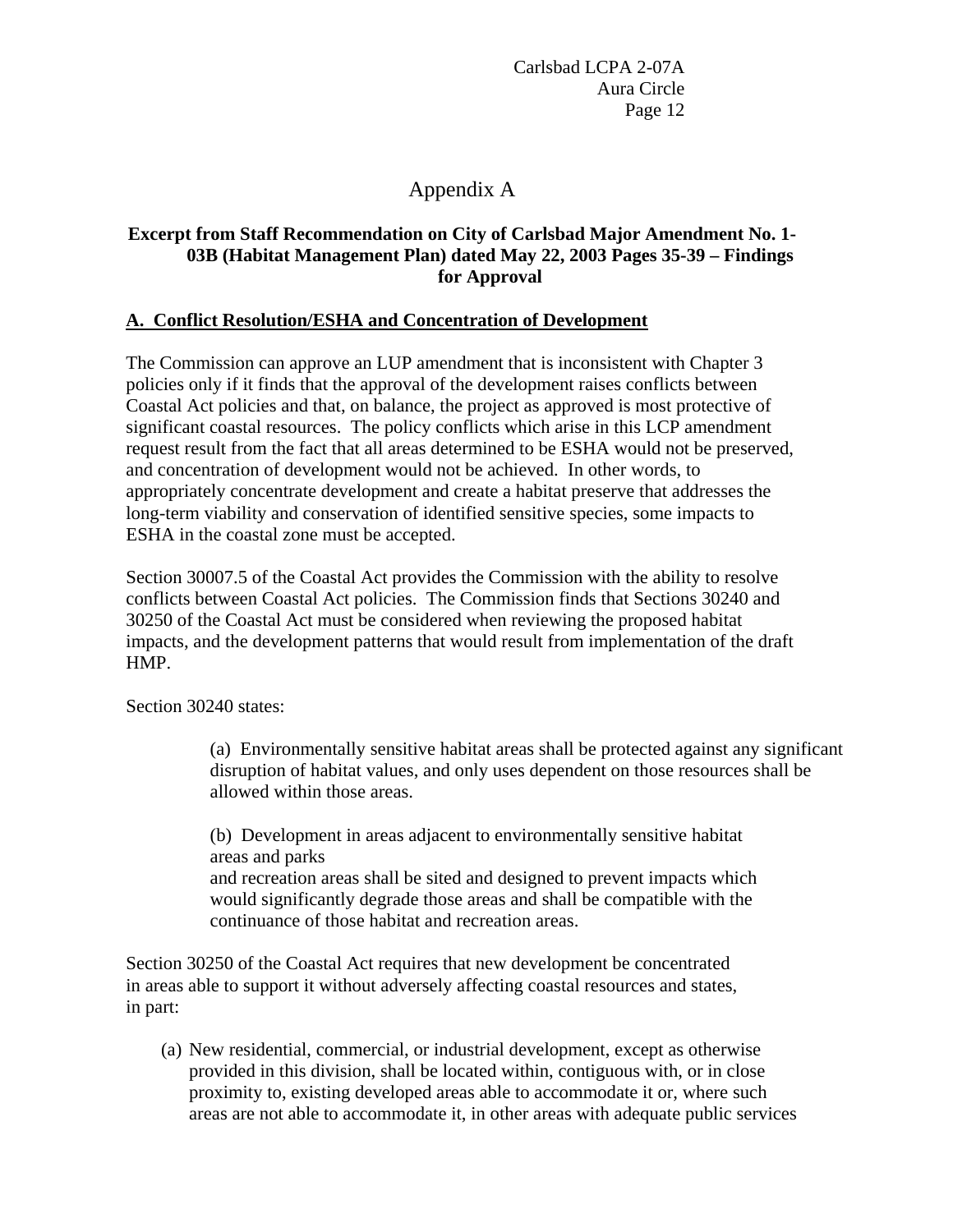# Appendix A

**Excerpt from Staff Recommendation on City of Carlsbad Major Amendment No. 1-03B (Habitat Management Plan) dated May 22, 2003 Pages 35-39 – Findings for Approval**

## A. Conflict Resolution/ESHA and Concentration of Development

The Commission can approve an LUP amendment that is inconsistent with Chapter 3 policies only if it finds that the approval of the development raises conflicts between Coastal Act policies and that, on balance, the project as approved is most protective of significant coastal resources. The policy conflicts which arise in this LCP amendment request result from the fact that all areas determined to be ESHA would not be preserved, and concentration of development would not be achieved. In other words, to appropriately concentrate development and create a habitat preserve that addresses the long-term viability and conservation of identified sensitive species, some impacts to ESHA in the coastal zone must be accepted.

Section 30007.5 of the Coastal Act provides the Commission with the ability to resolve conflicts between Coastal Act policies. The Commission finds that Sections 30240 and 30250 of the Coastal Act must be considered when reviewing the proposed habitat impacts, and the development patterns that would result from implementation of the draft HMP.

Section 30240 states:

> (a) Environmentally sensitive habitat areas shall be protected against any significant disruption of habitat values, and only uses dependent on those resources shall be allowed within those areas.
>
> (b) Development in areas adjacent to environmentally sensitive habitat areas and parks and recreation areas shall be sited and designed to prevent impacts which would significantly degrade those areas and shall be compatible with the continuance of those habitat and recreation areas.

Section 30250 of the Coastal Act requires that new development be concentrated in areas able to support it without adversely affecting coastal resources and states, in part:

> (a) New residential, commercial, or industrial development, except as otherwise provided in this division, shall be located within, contiguous with, or in close proximity to, existing developed areas able to accommodate it or, where such areas are not able to accommodate it, in other areas with adequate public services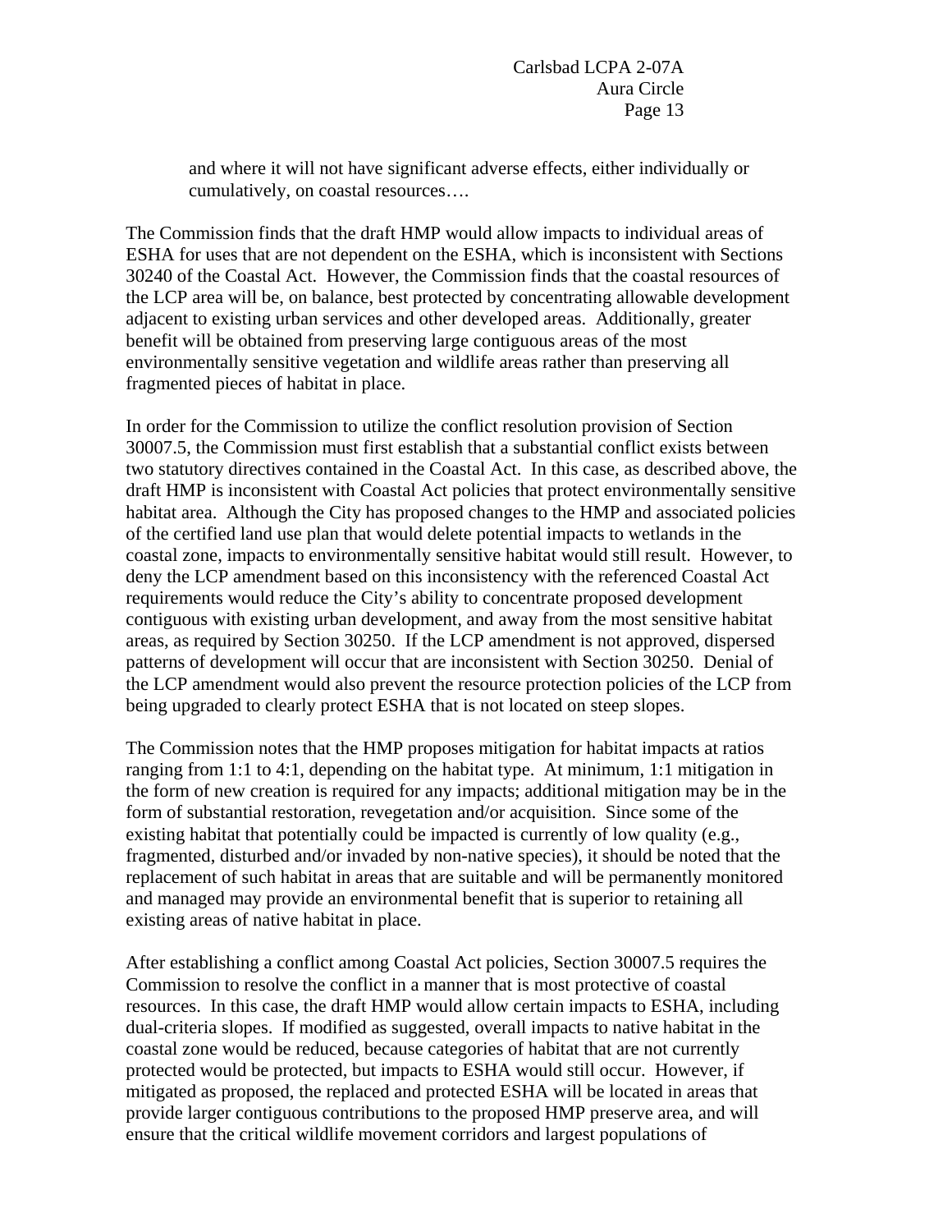and where it will not have significant adverse effects, either individually or cumulatively, on coastal resources….

The Commission finds that the draft HMP would allow impacts to individual areas of ESHA for uses that are not dependent on the ESHA, which is inconsistent with Sections 30240 of the Coastal Act. However, the Commission finds that the coastal resources of the LCP area will be, on balance, best protected by concentrating allowable development adjacent to existing urban services and other developed areas. Additionally, greater benefit will be obtained from preserving large contiguous areas of the most environmentally sensitive vegetation and wildlife areas rather than preserving all fragmented pieces of habitat in place.

In order for the Commission to utilize the conflict resolution provision of Section 30007.5, the Commission must first establish that a substantial conflict exists between two statutory directives contained in the Coastal Act. In this case, as described above, the draft HMP is inconsistent with Coastal Act policies that protect environmentally sensitive habitat area. Although the City has proposed changes to the HMP and associated policies of the certified land use plan that would delete potential impacts to wetlands in the coastal zone, impacts to environmentally sensitive habitat would still result. However, to deny the LCP amendment based on this inconsistency with the referenced Coastal Act requirements would reduce the City's ability to concentrate proposed development contiguous with existing urban development, and away from the most sensitive habitat areas, as required by Section 30250. If the LCP amendment is not approved, dispersed patterns of development will occur that are inconsistent with Section 30250. Denial of the LCP amendment would also prevent the resource protection policies of the LCP from being upgraded to clearly protect ESHA that is not located on steep slopes.

The Commission notes that the HMP proposes mitigation for habitat impacts at ratios ranging from 1:1 to 4:1, depending on the habitat type. At minimum, 1:1 mitigation in the form of new creation is required for any impacts; additional mitigation may be in the form of substantial restoration, revegetation and/or acquisition. Since some of the existing habitat that potentially could be impacted is currently of low quality (e.g., fragmented, disturbed and/or invaded by non-native species), it should be noted that the replacement of such habitat in areas that are suitable and will be permanently monitored and managed may provide an environmental benefit that is superior to retaining all existing areas of native habitat in place.

After establishing a conflict among Coastal Act policies, Section 30007.5 requires the Commission to resolve the conflict in a manner that is most protective of coastal resources. In this case, the draft HMP would allow certain impacts to ESHA, including dual-criteria slopes. If modified as suggested, overall impacts to native habitat in the coastal zone would be reduced, because categories of habitat that are not currently protected would be protected, but impacts to ESHA would still occur. However, if mitigated as proposed, the replaced and protected ESHA will be located in areas that provide larger contiguous contributions to the proposed HMP preserve area, and will ensure that the critical wildlife movement corridors and largest populations of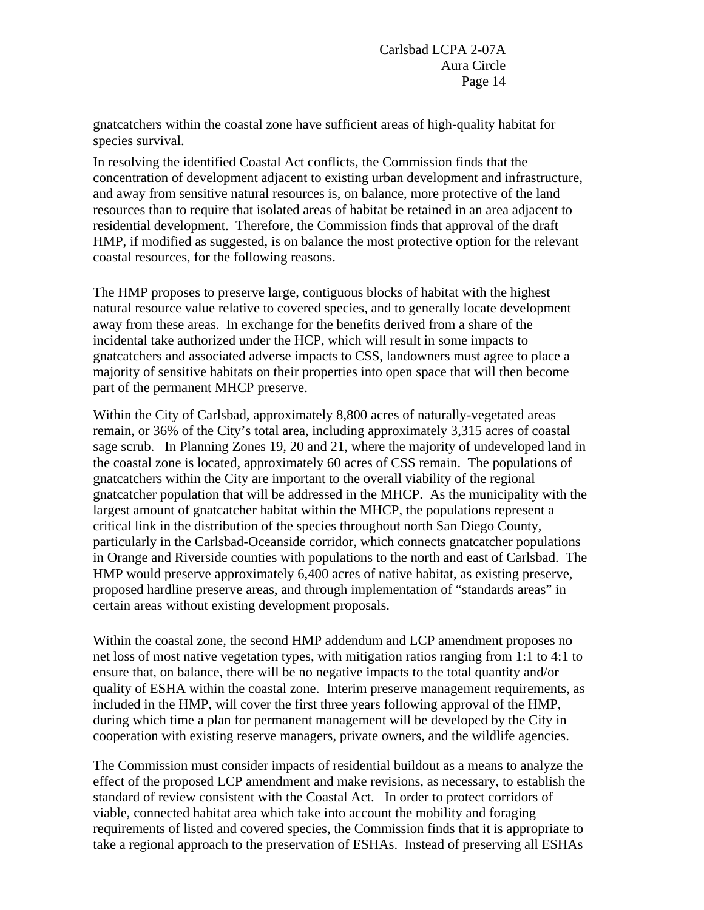gnatcatchers within the coastal zone have sufficient areas of high-quality habitat for species survival.

In resolving the identified Coastal Act conflicts, the Commission finds that the concentration of development adjacent to existing urban development and infrastructure, and away from sensitive natural resources is, on balance, more protective of the land resources than to require that isolated areas of habitat be retained in an area adjacent to residential development. Therefore, the Commission finds that approval of the draft HMP, if modified as suggested, is on balance the most protective option for the relevant coastal resources, for the following reasons.

The HMP proposes to preserve large, contiguous blocks of habitat with the highest natural resource value relative to covered species, and to generally locate development away from these areas. In exchange for the benefits derived from a share of the incidental take authorized under the HCP, which will result in some impacts to gnatcatchers and associated adverse impacts to CSS, landowners must agree to place a majority of sensitive habitats on their properties into open space that will then become part of the permanent MHCP preserve.

Within the City of Carlsbad, approximately 8,800 acres of naturally-vegetated areas remain, or 36% of the City's total area, including approximately 3,315 acres of coastal sage scrub. In Planning Zones 19, 20 and 21, where the majority of undeveloped land in the coastal zone is located, approximately 60 acres of CSS remain. The populations of gnatcatchers within the City are important to the overall viability of the regional gnatcatcher population that will be addressed in the MHCP. As the municipality with the largest amount of gnatcatcher habitat within the MHCP, the populations represent a critical link in the distribution of the species throughout north San Diego County, particularly in the Carlsbad-Oceanside corridor, which connects gnatcatcher populations in Orange and Riverside counties with populations to the north and east of Carlsbad. The HMP would preserve approximately 6,400 acres of native habitat, as existing preserve, proposed hardline preserve areas, and through implementation of "standards areas" in certain areas without existing development proposals.

Within the coastal zone, the second HMP addendum and LCP amendment proposes no net loss of most native vegetation types, with mitigation ratios ranging from 1:1 to 4:1 to ensure that, on balance, there will be no negative impacts to the total quantity and/or quality of ESHA within the coastal zone. Interim preserve management requirements, as included in the HMP, will cover the first three years following approval of the HMP, during which time a plan for permanent management will be developed by the City in cooperation with existing reserve managers, private owners, and the wildlife agencies.

The Commission must consider impacts of residential buildout as a means to analyze the effect of the proposed LCP amendment and make revisions, as necessary, to establish the standard of review consistent with the Coastal Act. In order to protect corridors of viable, connected habitat area which take into account the mobility and foraging requirements of listed and covered species, the Commission finds that it is appropriate to take a regional approach to the preservation of ESHAs. Instead of preserving all ESHAs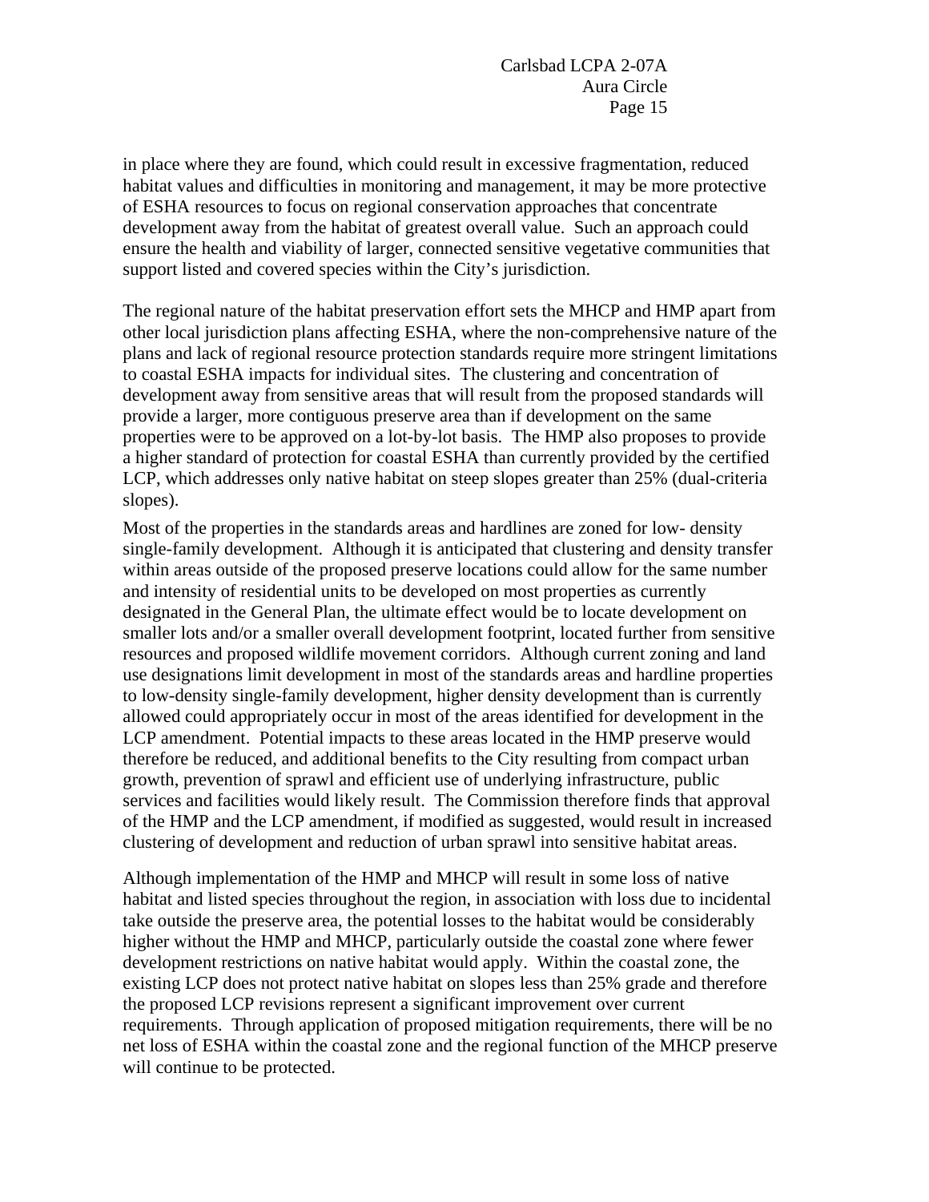in place where they are found, which could result in excessive fragmentation, reduced habitat values and difficulties in monitoring and management, it may be more protective of ESHA resources to focus on regional conservation approaches that concentrate development away from the habitat of greatest overall value. Such an approach could ensure the health and viability of larger, connected sensitive vegetative communities that support listed and covered species within the City's jurisdiction.

The regional nature of the habitat preservation effort sets the MHCP and HMP apart from other local jurisdiction plans affecting ESHA, where the non-comprehensive nature of the plans and lack of regional resource protection standards require more stringent limitations to coastal ESHA impacts for individual sites. The clustering and concentration of development away from sensitive areas that will result from the proposed standards will provide a larger, more contiguous preserve area than if development on the same properties were to be approved on a lot-by-lot basis. The HMP also proposes to provide a higher standard of protection for coastal ESHA than currently provided by the certified LCP, which addresses only native habitat on steep slopes greater than 25% (dual-criteria slopes).

Most of the properties in the standards areas and hardlines are zoned for low- density single-family development. Although it is anticipated that clustering and density transfer within areas outside of the proposed preserve locations could allow for the same number and intensity of residential units to be developed on most properties as currently designated in the General Plan, the ultimate effect would be to locate development on smaller lots and/or a smaller overall development footprint, located further from sensitive resources and proposed wildlife movement corridors. Although current zoning and land use designations limit development in most of the standards areas and hardline properties to low-density single-family development, higher density development than is currently allowed could appropriately occur in most of the areas identified for development in the LCP amendment. Potential impacts to these areas located in the HMP preserve would therefore be reduced, and additional benefits to the City resulting from compact urban growth, prevention of sprawl and efficient use of underlying infrastructure, public services and facilities would likely result. The Commission therefore finds that approval of the HMP and the LCP amendment, if modified as suggested, would result in increased clustering of development and reduction of urban sprawl into sensitive habitat areas.

Although implementation of the HMP and MHCP will result in some loss of native habitat and listed species throughout the region, in association with loss due to incidental take outside the preserve area, the potential losses to the habitat would be considerably higher without the HMP and MHCP, particularly outside the coastal zone where fewer development restrictions on native habitat would apply. Within the coastal zone, the existing LCP does not protect native habitat on slopes less than 25% grade and therefore the proposed LCP revisions represent a significant improvement over current requirements. Through application of proposed mitigation requirements, there will be no net loss of ESHA within the coastal zone and the regional function of the MHCP preserve will continue to be protected.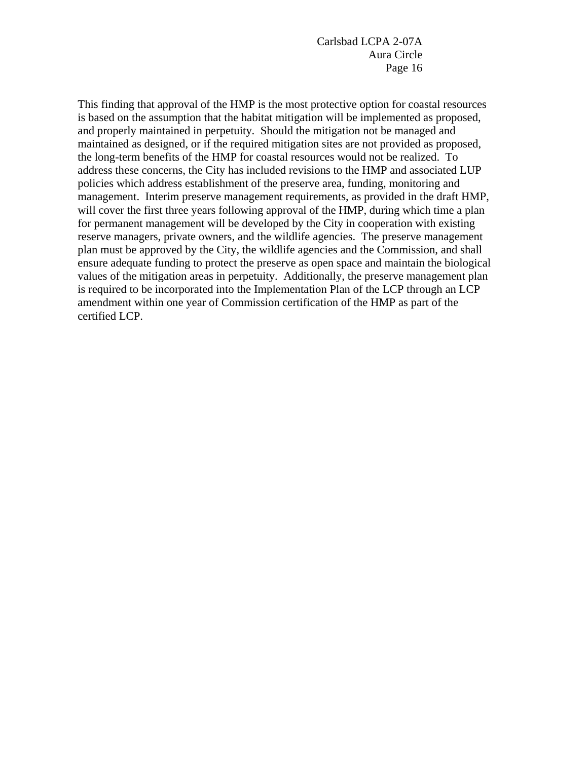This finding that approval of the HMP is the most protective option for coastal resources is based on the assumption that the habitat mitigation will be implemented as proposed, and properly maintained in perpetuity. Should the mitigation not be managed and maintained as designed, or if the required mitigation sites are not provided as proposed, the long-term benefits of the HMP for coastal resources would not be realized. To address these concerns, the City has included revisions to the HMP and associated LUP policies which address establishment of the preserve area, funding, monitoring and management. Interim preserve management requirements, as provided in the draft HMP, will cover the first three years following approval of the HMP, during which time a plan for permanent management will be developed by the City in cooperation with existing reserve managers, private owners, and the wildlife agencies. The preserve management plan must be approved by the City, the wildlife agencies and the Commission, and shall ensure adequate funding to protect the preserve as open space and maintain the biological values of the mitigation areas in perpetuity. Additionally, the preserve management plan is required to be incorporated into the Implementation Plan of the LCP through an LCP amendment within one year of Commission certification of the HMP as part of the certified LCP.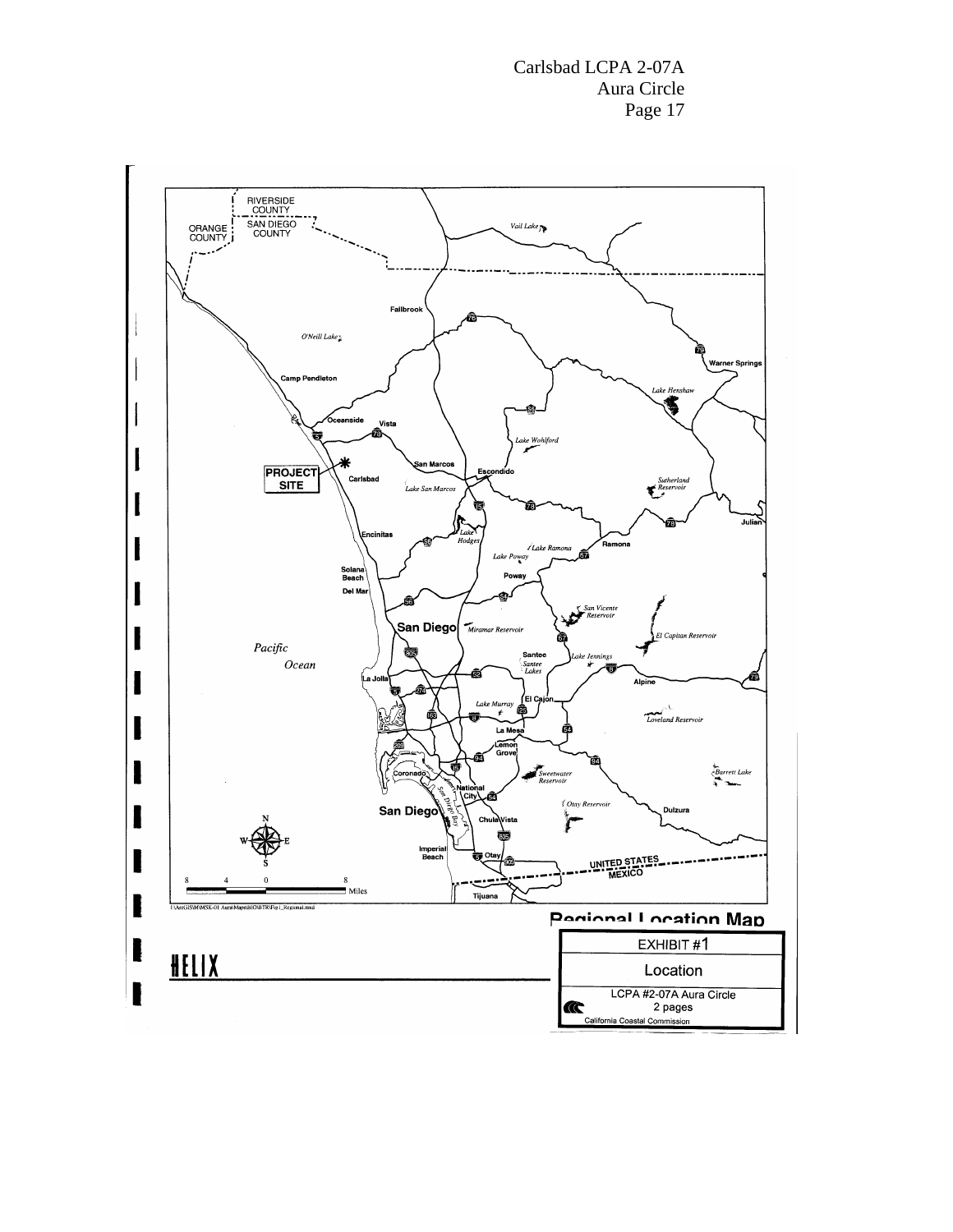RIVERSIDE COUNTY

ORANGE COUNTY

SAN DIEGO COUNTY

Vail Lake

Fallbrook

O'Neill Lake

Warner Springs

Camp Pendleton

Lake Henshaw

Oceanside

Vista

Lake Wohlford

San Marcos

PROJECT SITE

Carlsbad

Escondido

Lake San Marcos

Sutherland Reservoir

Julian

Encinitas

Lake Hodges

Lake Ramona

Ramona

Lake Poway

Solana Beach

Poway

Del Mar

San Vicente Reservoir

San Diego

Miramar Reservoir

El Capitan Reservoir

Pacific Ocean

Santee

Santee Lakes

Lake Jennings

Alpine

La Jolla

El Cajon

Lake Murray

Loveland Reservoir

La Mesa

Lemon Grove

Coronado

Barrett Lake

National City

Sweetwater Reservoir

San Diego Bay

Otay Reservoir

San Diego

Dulzura

Chula Vista

Imperial Beach

Otay

UNITED STATES

MEXICO

Tijuana

8 4 0 8

Miles

I:\ArcGIS\M\MSK-01 Aura\Map\BIO\BTR\Fig1_Regional.mxd

## Regional Location Map

HELIX

EXHIBIT #1

Location

LCPA #2-07A Aura Circle

2 pages

California Coastal Commission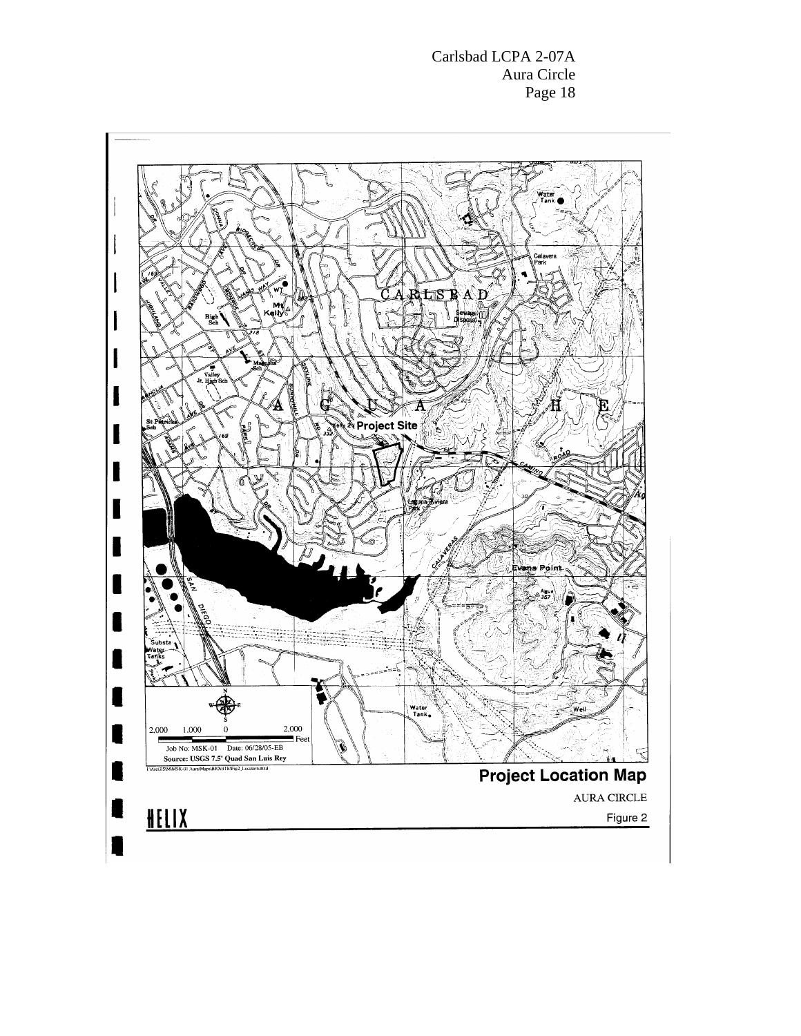Project Location Map

AURA CIRCLE

Figure 2

HELIX

2,000 1,000 0 2,000 Feet

Job No: MSK-01 Date: 06/28/05-EB

Source: USGS 7.5' Quad San Luis Rey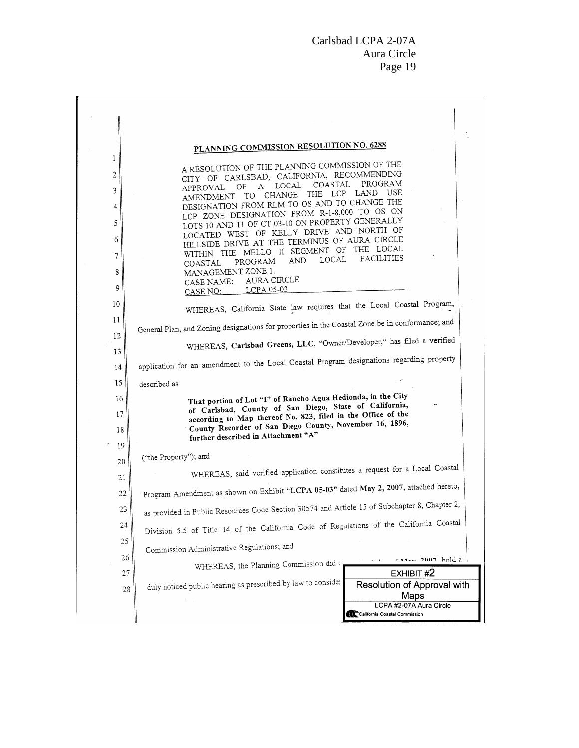**PLANNING COMMISSION RESOLUTION NO. 6288**

A RESOLUTION OF THE PLANNING COMMISSION OF THE CITY OF CARLSBAD, CALIFORNIA, RECOMMENDING APPROVAL OF A LOCAL COASTAL PROGRAM AMENDMENT TO CHANGE THE LCP LAND USE DESIGNATION FROM RLM TO OS AND TO CHANGE THE LCP ZONE DESIGNATION FROM R-1-8,000 TO OS ON LOTS 10 AND 11 OF CT 03-10 ON PROPERTY GENERALLY LOCATED WEST OF KELLY DRIVE AND NORTH OF HILLSIDE DRIVE AT THE TERMINUS OF AURA CIRCLE WITHIN THE MELLO II SEGMENT OF THE LOCAL COASTAL PROGRAM AND LOCAL FACILITIES MANAGEMENT ZONE 1.

CASE NAME: AURA CIRCLE
CASE NO: LCPA 05-03

WHEREAS, California State law requires that the Local Coastal Program, General Plan, and Zoning designations for properties in the Coastal Zone be in conformance; and

WHEREAS, **Carlsbad Greens, LLC**, "Owner/Developer," has filed a verified application for an amendment to the Local Coastal Program designations regarding property described as

> **That portion of Lot "I" of Rancho Agua Hedionda, in the City of Carlsbad, County of San Diego, State of California, according to Map thereof No. 823, filed in the Office of the County Recorder of San Diego County, November 16, 1896, further described in Attachment "A"**

("the Property"); and

WHEREAS, said verified application constitutes a request for a Local Coastal Program Amendment as shown on Exhibit **"LCPA 05-03"** dated **May 2, 2007**, attached hereto, as provided in Public Resources Code Section 30574 and Article 15 of Subchapter 8, Chapter 2, Division 5.5 of Title 14 of the California Code of Regulations of the California Coastal Commission Administrative Regulations; and

WHEREAS, the Planning Commission did ( ... f May 2007 hold a duly noticed public hearing as prescribed by law to conside[r]

EXHIBIT #2
Resolution of Approval with Maps
LCPA #2-07A Aura Circle
California Coastal Commission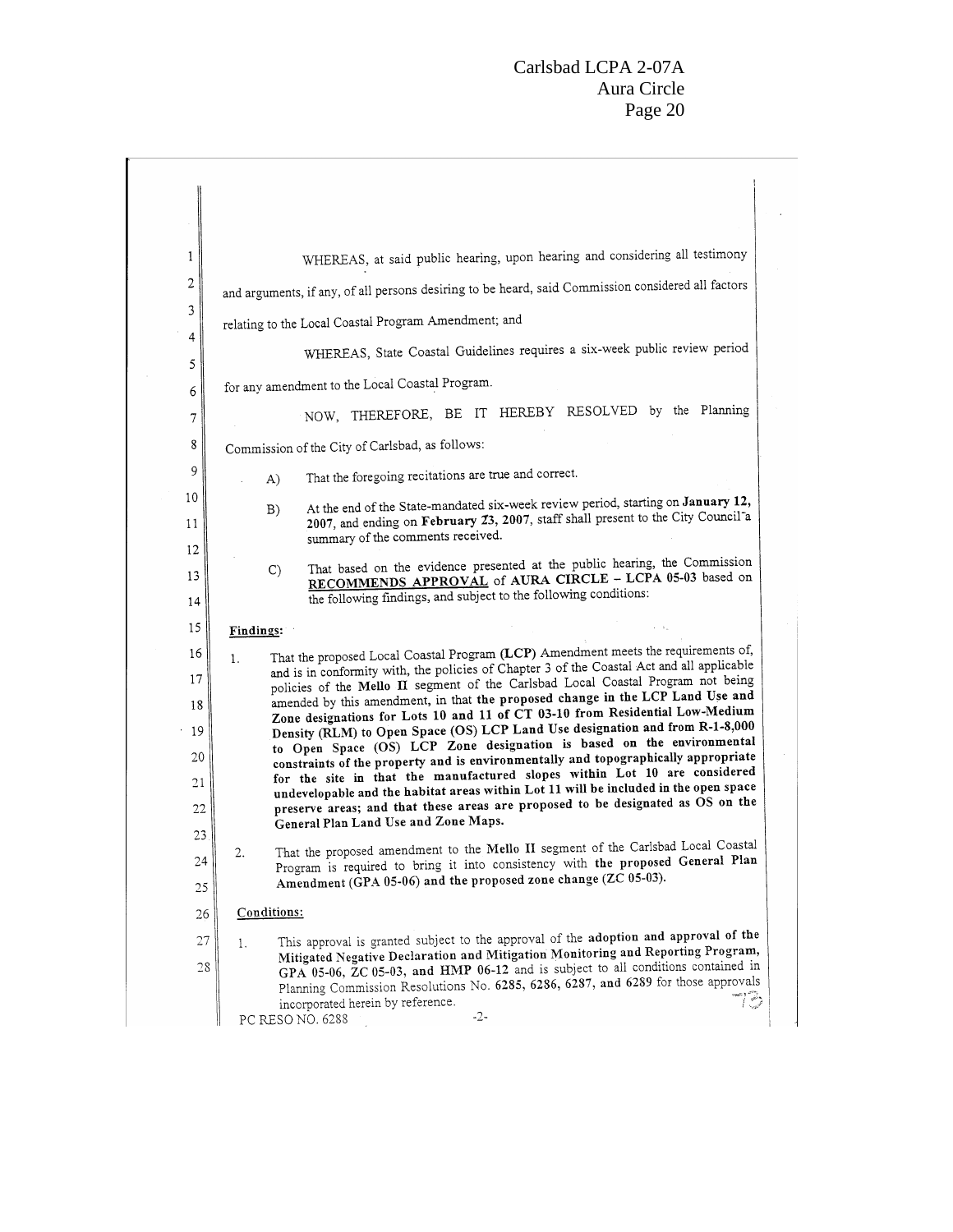WHEREAS, at said public hearing, upon hearing and considering all testimony and arguments, if any, of all persons desiring to be heard, said Commission considered all factors relating to the Local Coastal Program Amendment; and

WHEREAS, State Coastal Guidelines requires a six-week public review period for any amendment to the Local Coastal Program.

NOW, THEREFORE, BE IT HEREBY RESOLVED by the Planning Commission of the City of Carlsbad, as follows:

A) That the foregoing recitations are true and correct.

B) At the end of the State-mandated six-week review period, starting on **January 12, 2007**, and ending on **February 23, 2007**, staff shall present to the City Council a summary of the comments received.

C) That based on the evidence presented at the public hearing, the Commission **RECOMMENDS APPROVAL** of **AURA CIRCLE – LCPA 05-03** based on the following findings, and subject to the following conditions:

**Findings:**

1. That the proposed Local Coastal Program **(LCP)** Amendment meets the requirements of, and is in conformity with, the policies of Chapter 3 of the Coastal Act and all applicable policies of the **Mello II** segment of the Carlsbad Local Coastal Program not being amended by this amendment, in that **the proposed change in the LCP Land Use and Zone designations for Lots 10 and 11 of CT 03-10 from Residential Low-Medium Density (RLM) to Open Space (OS) LCP Land Use designation and from R-1-8,000 to Open Space (OS) LCP Zone designation is based on the environmental constraints of the property and is environmentally and topographically appropriate for the site in that the manufactured slopes within Lot 10 are considered undevelopable and the habitat areas within Lot 11 will be included in the open space preserve areas; and that these areas are proposed to be designated as OS on the General Plan Land Use and Zone Maps.**

2. That the proposed amendment to the **Mello II** segment of the Carlsbad Local Coastal Program is required to bring it into consistency with **the proposed General Plan Amendment (GPA 05-06) and the proposed zone change (ZC 05-03).**

**Conditions:**

1. This approval is granted subject to the approval of the **adoption and approval of the Mitigated Negative Declaration and Mitigation Monitoring and Reporting Program, GPA 05-06, ZC 05-03, and HMP 06-12** and is subject to all conditions contained in Planning Commission Resolutions No. **6285, 6286, 6287, and 6289** for those approvals incorporated herein by reference.

PC RESO NO. 6288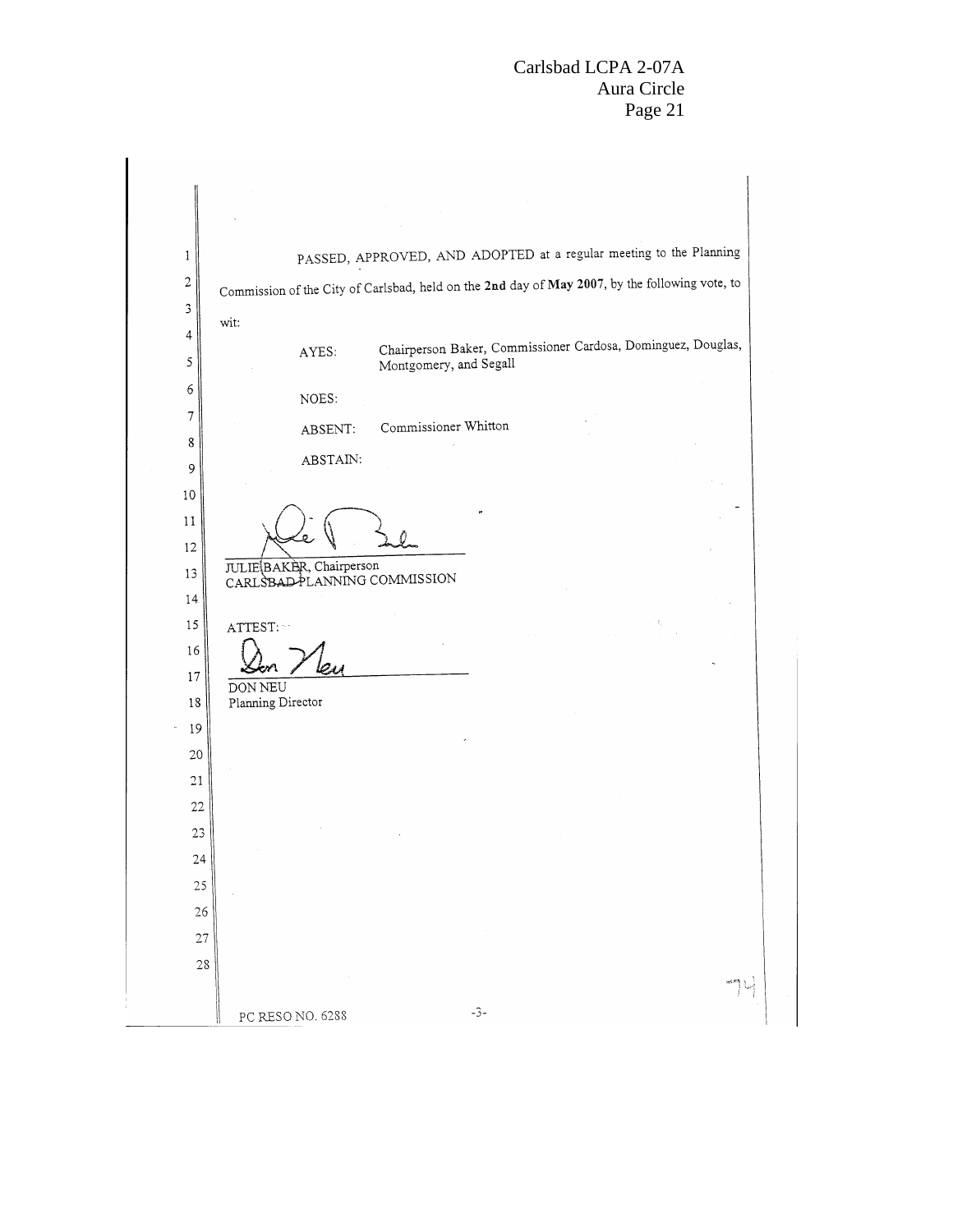PASSED, APPROVED, AND ADOPTED at a regular meeting to the Planning Commission of the City of Carlsbad, held on the **2nd** day of **May 2007**, by the following vote, to wit:

AYES: Chairperson Baker, Commissioner Cardosa, Dominguez, Douglas, Montgomery, and Segall

NOES:

ABSENT: Commissioner Whitton

ABSTAIN:

JULIE BAKER, Chairperson
CARLSBAD PLANNING COMMISSION

ATTEST:

DON NEU
Planning Director

PC RESO NO. 6288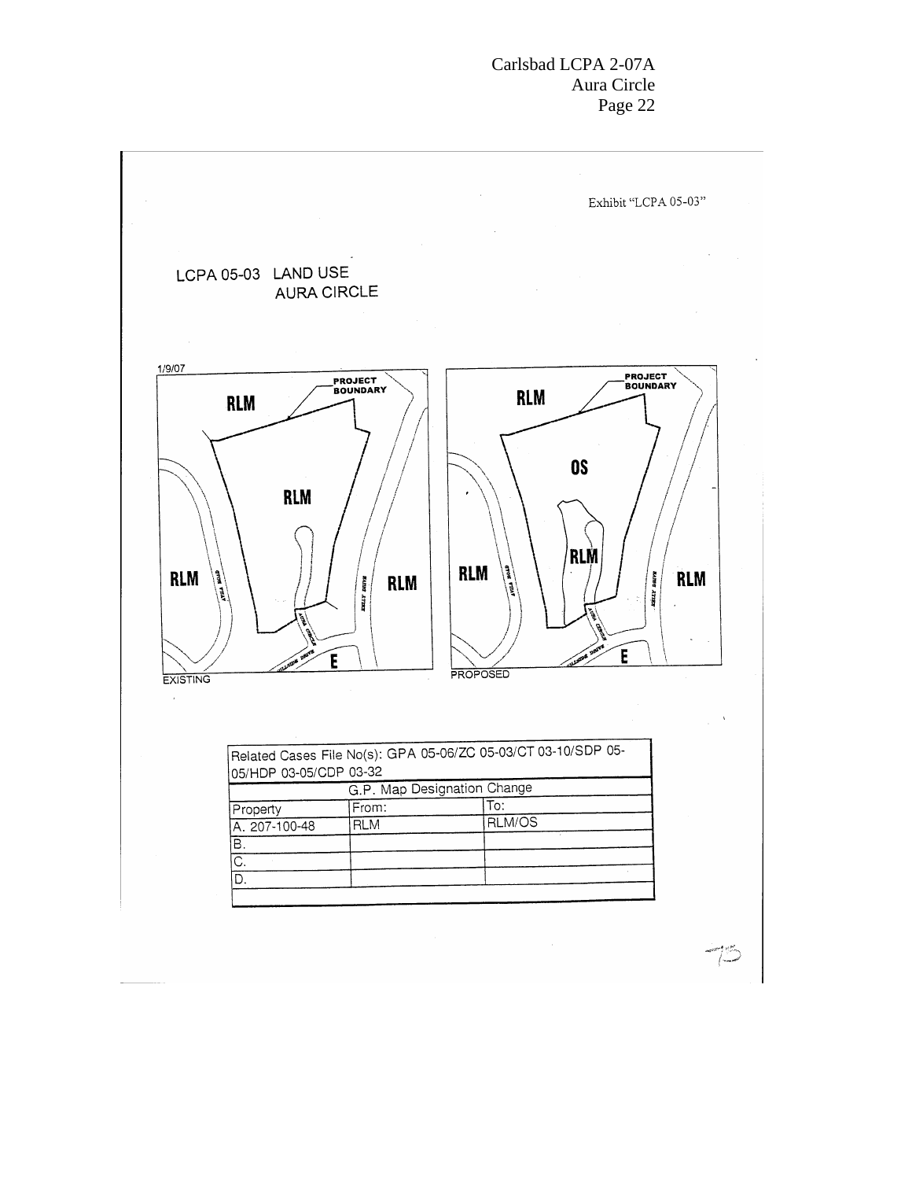Exhibit "LCPA 05-03"

## LCPA 05-03 LAND USE AURA CIRCLE

1/9/07

PROJECT BOUNDARY

RLM

RLM

RLM

RLM

E

EXISTING

PROJECT BOUNDARY

RLM

OS

RLM

RLM

RLM

E

PROPOSED

| Related Cases File No(s): GPA 05-06/ZC 05-03/CT 03-10/SDP 05-05/HDP 03-05/CDP 03-32 | | |
|---|---|---|
| G.P. Map Designation Change | | |
| Property | From: | To: |
| A. 207-100-48 | RLM | RLM/OS |
| B. | | |
| C. | | |
| D. | | |
| | | |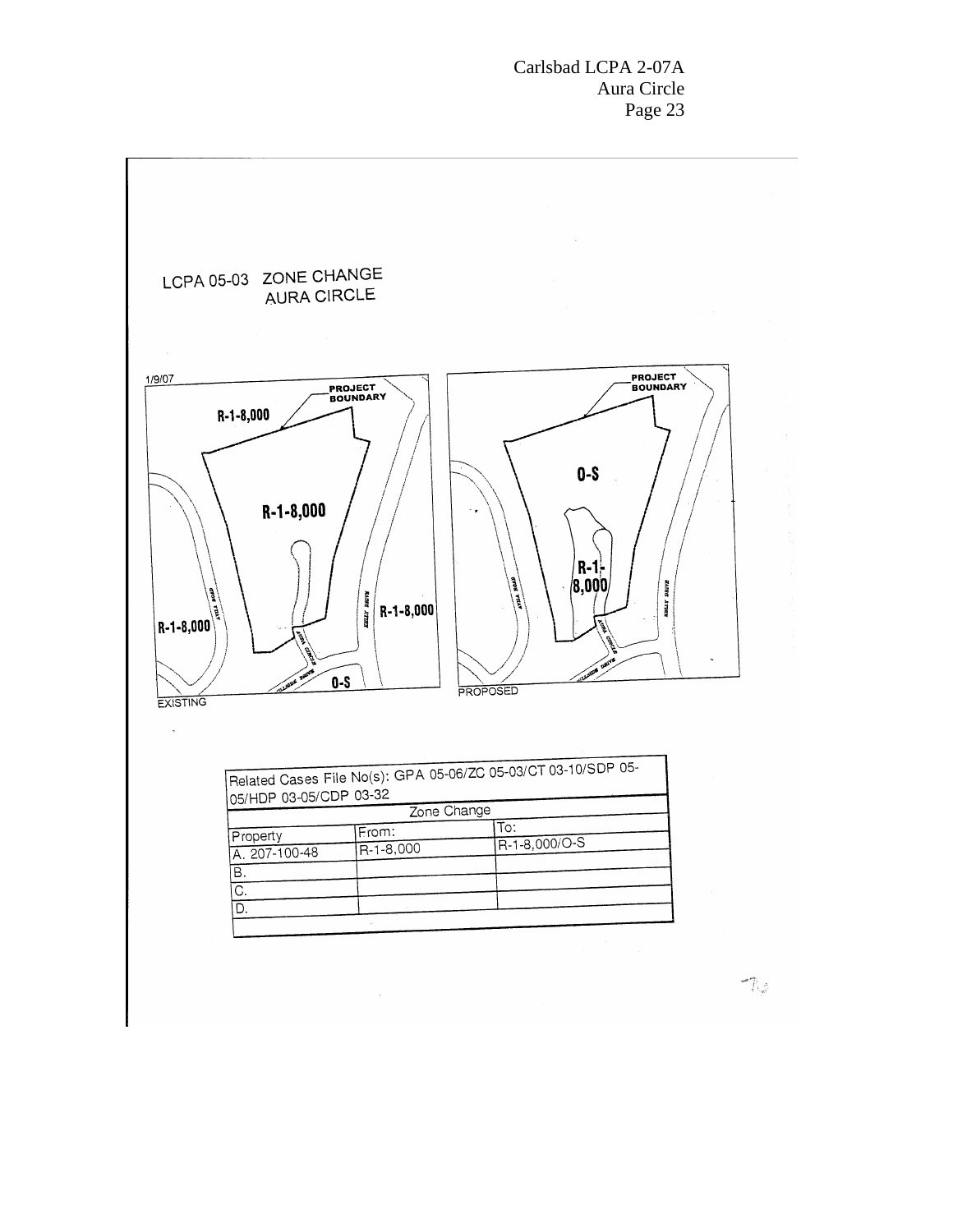LCPA 05-03 ZONE CHANGE
AURA CIRCLE

1/9/07

PROJECT BOUNDARY

R-1-8,000

R-1-8,000

R-1-8,000

R-1-8,000

O-S

EXISTING

PROJECT BOUNDARY

O-S

R-1-8,000

PROPOSED

| Related Cases File No(s): GPA 05-06/ZC 05-03/CT 03-10/SDP 05-05/HDP 03-05/CDP 03-32 | | |
|---|---|---|
| Zone Change | | |
| Property | From: | To: |
| A. 207-100-48 | R-1-8,000 | R-1-8,000/O-S |
| B. | | |
| C. | | |
| D. | | |
| | | |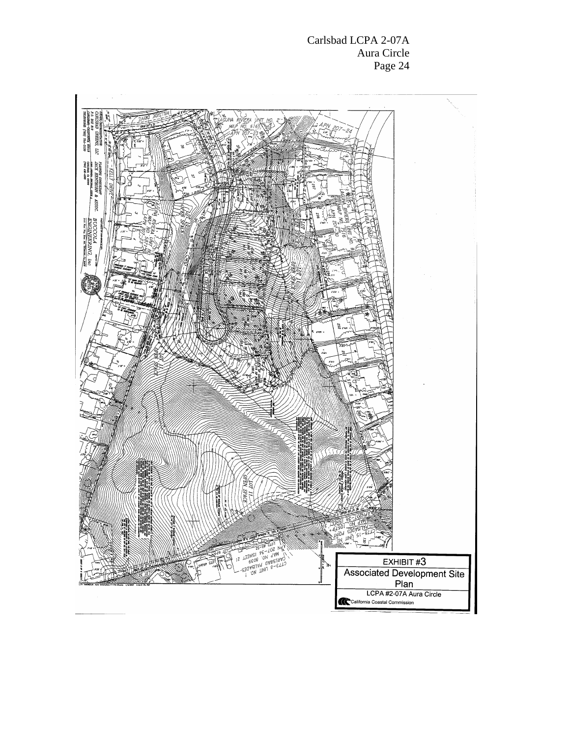EXHIBIT #3

Associated Development Site Plan

LCPA #2-07A Aura Circle

California Coastal Commission